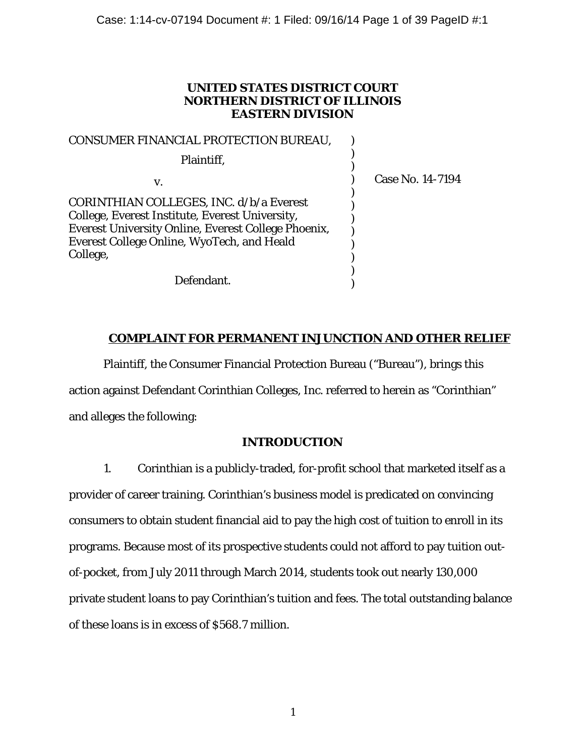**UNITED STATES DISTRICT COURT**
**NORTHERN DISTRICT OF ILLINOIS**
**EASTERN DIVISION**

| | | |
|---|---|---|
| CONSUMER FINANCIAL PROTECTION BUREAU,<br><br>Plaintiff,<br><br>v.<br><br>CORINTHIAN COLLEGES, INC. d/b/a Everest College, Everest Institute, Everest University, Everest University Online, Everest College Phoenix, Everest College Online, WyoTech, and Heald College,<br><br>Defendant. | ) | Case No. 14-7194 |

**COMPLAINT FOR PERMANENT INJUNCTION AND OTHER RELIEF**

Plaintiff, the Consumer Financial Protection Bureau ("Bureau"), brings this action against Defendant Corinthian Colleges, Inc. referred to herein as "Corinthian" and alleges the following:

**INTRODUCTION**

1. Corinthian is a publicly-traded, for-profit school that marketed itself as a provider of career training. Corinthian's business model is predicated on convincing consumers to obtain student financial aid to pay the high cost of tuition to enroll in its programs. Because most of its prospective students could not afford to pay tuition out-of-pocket, from July 2011 through March 2014, students took out nearly 130,000 private student loans to pay Corinthian's tuition and fees. The total outstanding balance of these loans is in excess of $568.7 million.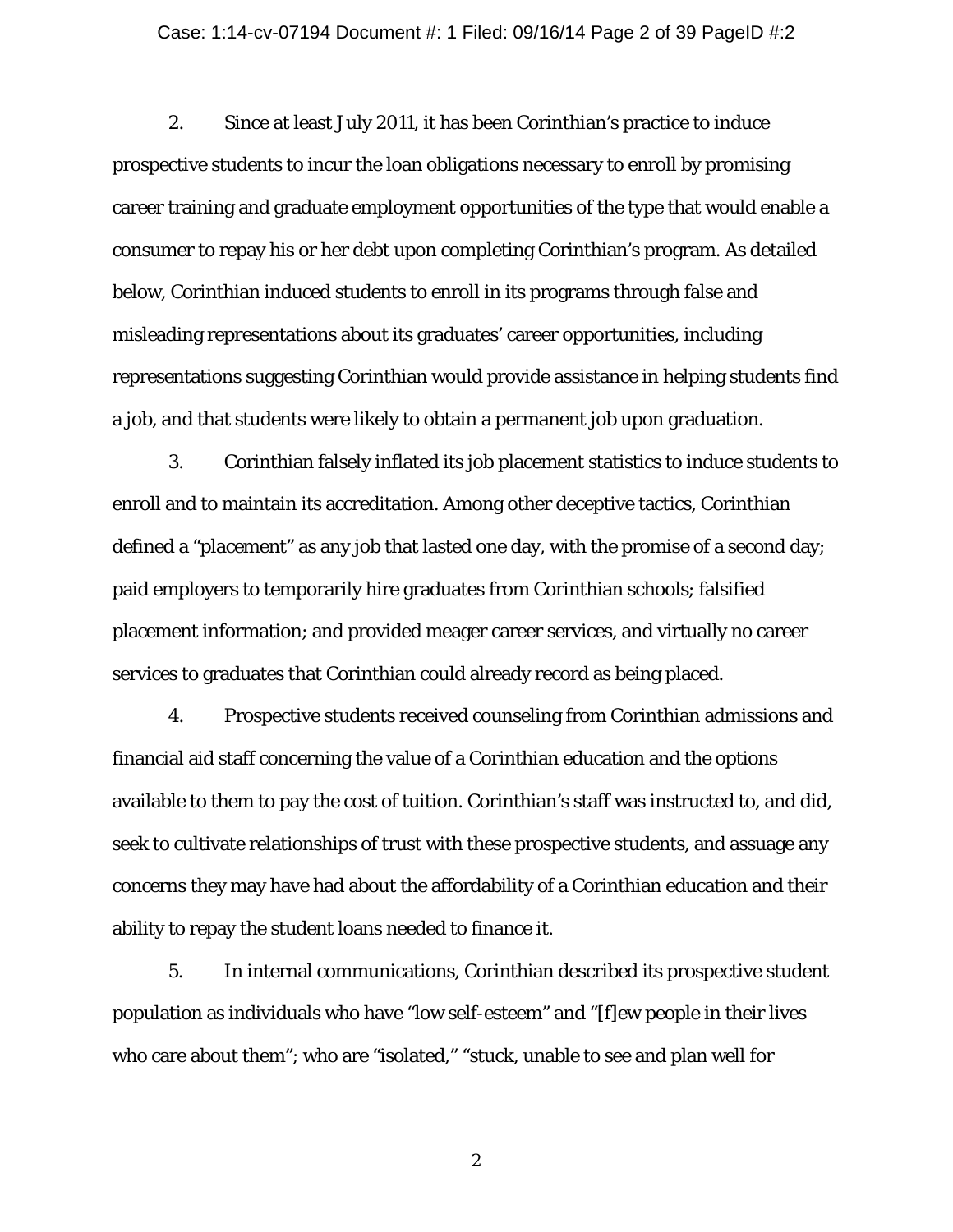2. Since at least July 2011, it has been Corinthian's practice to induce prospective students to incur the loan obligations necessary to enroll by promising career training and graduate employment opportunities of the type that would enable a consumer to repay his or her debt upon completing Corinthian's program. As detailed below, Corinthian induced students to enroll in its programs through false and misleading representations about its graduates' career opportunities, including representations suggesting Corinthian would provide assistance in helping students find a job, and that students were likely to obtain a permanent job upon graduation.

3. Corinthian falsely inflated its job placement statistics to induce students to enroll and to maintain its accreditation. Among other deceptive tactics, Corinthian defined a "placement" as any job that lasted one day, with the promise of a second day; paid employers to temporarily hire graduates from Corinthian schools; falsified placement information; and provided meager career services, and virtually no career services to graduates that Corinthian could already record as being placed.

4. Prospective students received counseling from Corinthian admissions and financial aid staff concerning the value of a Corinthian education and the options available to them to pay the cost of tuition. Corinthian's staff was instructed to, and did, seek to cultivate relationships of trust with these prospective students, and assuage any concerns they may have had about the affordability of a Corinthian education and their ability to repay the student loans needed to finance it.

5. In internal communications, Corinthian described its prospective student population as individuals who have "low self-esteem" and "[f]ew people in their lives who care about them"; who are "isolated," "stuck, unable to see and plan well for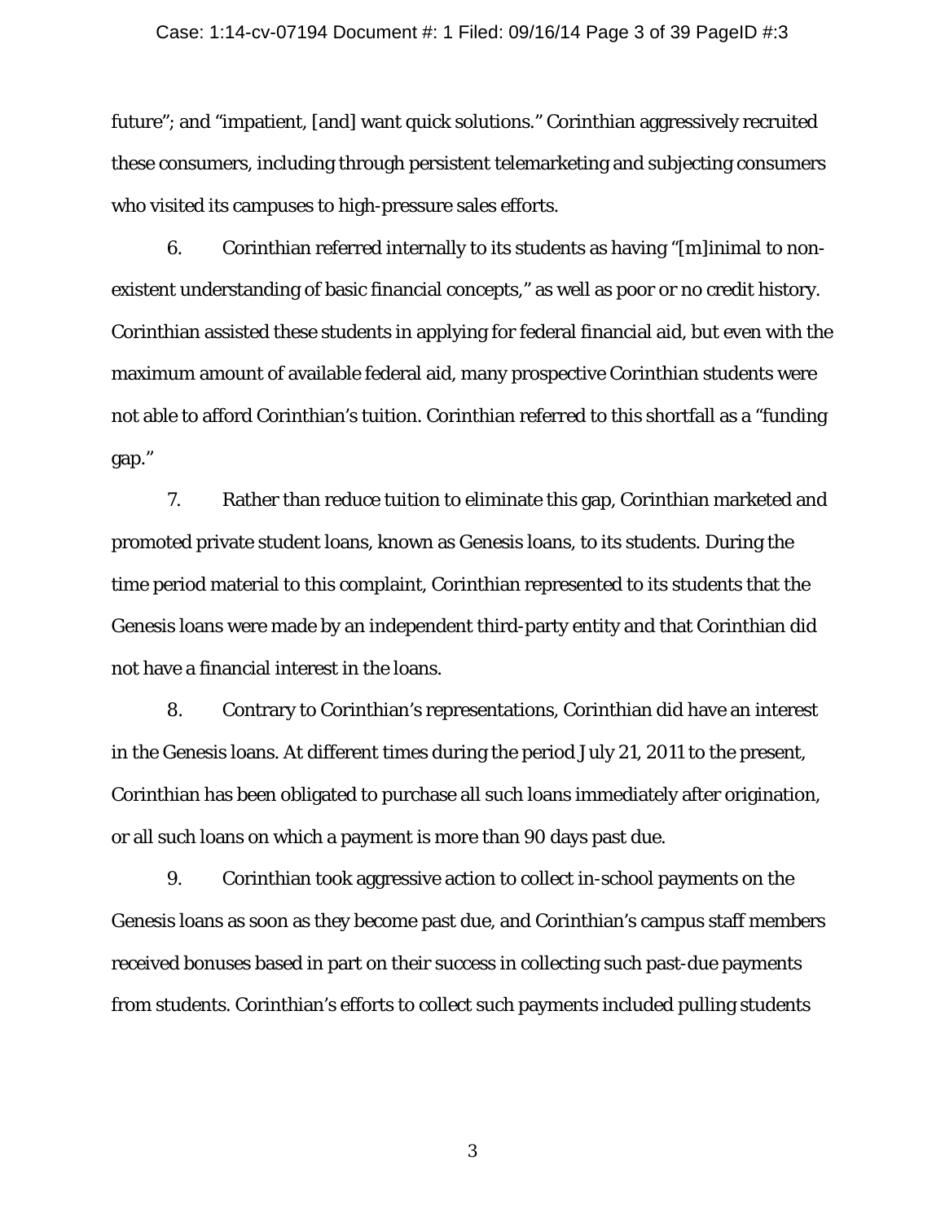future"; and "impatient, [and] want quick solutions." Corinthian aggressively recruited these consumers, including through persistent telemarketing and subjecting consumers who visited its campuses to high-pressure sales efforts.

6. Corinthian referred internally to its students as having "[m]inimal to non-existent understanding of basic financial concepts," as well as poor or no credit history. Corinthian assisted these students in applying for federal financial aid, but even with the maximum amount of available federal aid, many prospective Corinthian students were not able to afford Corinthian's tuition. Corinthian referred to this shortfall as a "funding gap."

7. Rather than reduce tuition to eliminate this gap, Corinthian marketed and promoted private student loans, known as Genesis loans, to its students. During the time period material to this complaint, Corinthian represented to its students that the Genesis loans were made by an independent third-party entity and that Corinthian did not have a financial interest in the loans.

8. Contrary to Corinthian's representations, Corinthian did have an interest in the Genesis loans. At different times during the period July 21, 2011 to the present, Corinthian has been obligated to purchase all such loans immediately after origination, or all such loans on which a payment is more than 90 days past due.

9. Corinthian took aggressive action to collect in-school payments on the Genesis loans as soon as they become past due, and Corinthian's campus staff members received bonuses based in part on their success in collecting such past-due payments from students. Corinthian's efforts to collect such payments included pulling students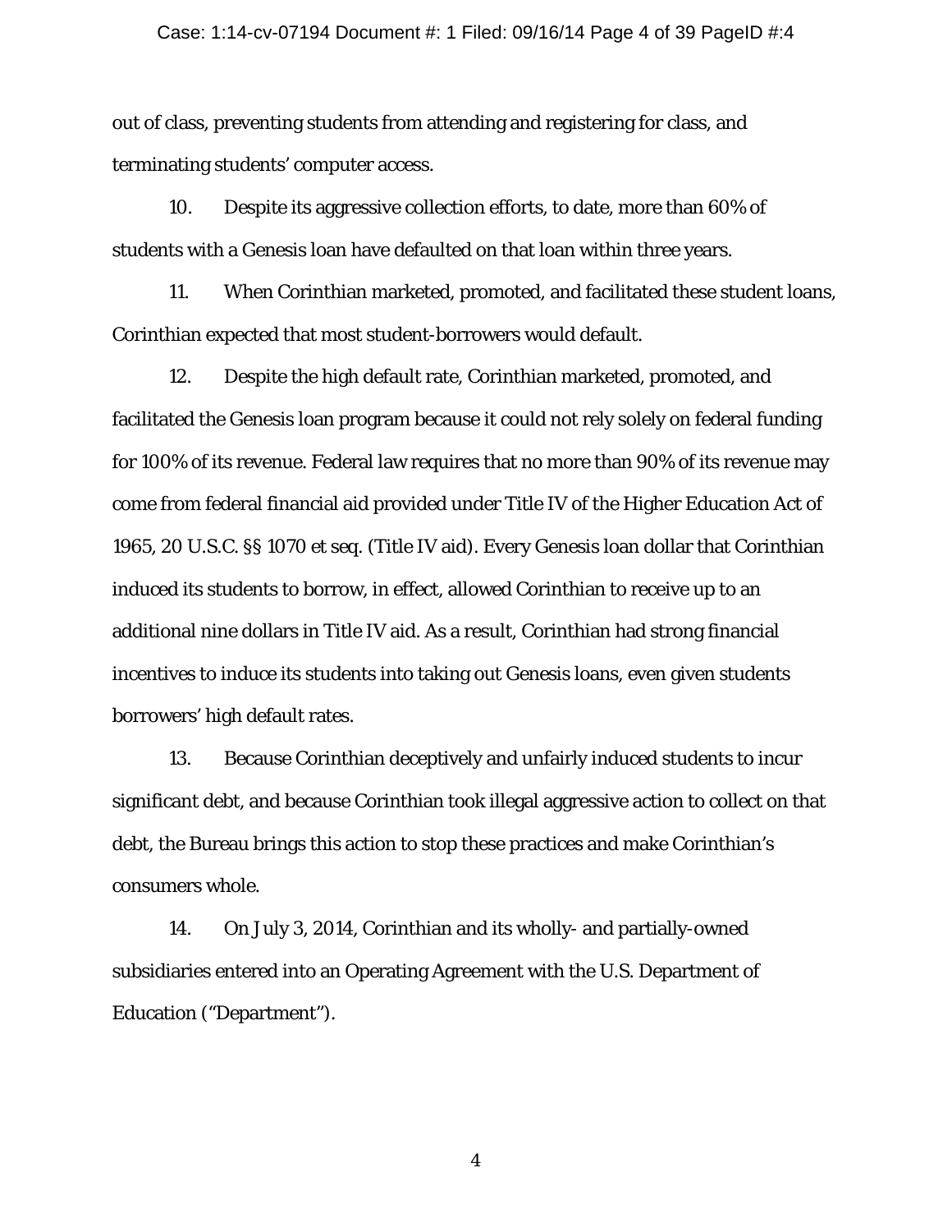out of class, preventing students from attending and registering for class, and terminating students' computer access.

10. Despite its aggressive collection efforts, to date, more than 60% of students with a Genesis loan have defaulted on that loan within three years.

11. When Corinthian marketed, promoted, and facilitated these student loans, Corinthian expected that most student-borrowers would default.

12. Despite the high default rate, Corinthian marketed, promoted, and facilitated the Genesis loan program because it could not rely solely on federal funding for 100% of its revenue. Federal law requires that no more than 90% of its revenue may come from federal financial aid provided under Title IV of the Higher Education Act of 1965, 20 U.S.C. §§ 1070 et seq. (Title IV aid). Every Genesis loan dollar that Corinthian induced its students to borrow, in effect, allowed Corinthian to receive up to an additional nine dollars in Title IV aid. As a result, Corinthian had strong financial incentives to induce its students into taking out Genesis loans, even given students borrowers' high default rates.

13. Because Corinthian deceptively and unfairly induced students to incur significant debt, and because Corinthian took illegal aggressive action to collect on that debt, the Bureau brings this action to stop these practices and make Corinthian's consumers whole.

14. On July 3, 2014, Corinthian and its wholly- and partially-owned subsidiaries entered into an Operating Agreement with the U.S. Department of Education ("Department").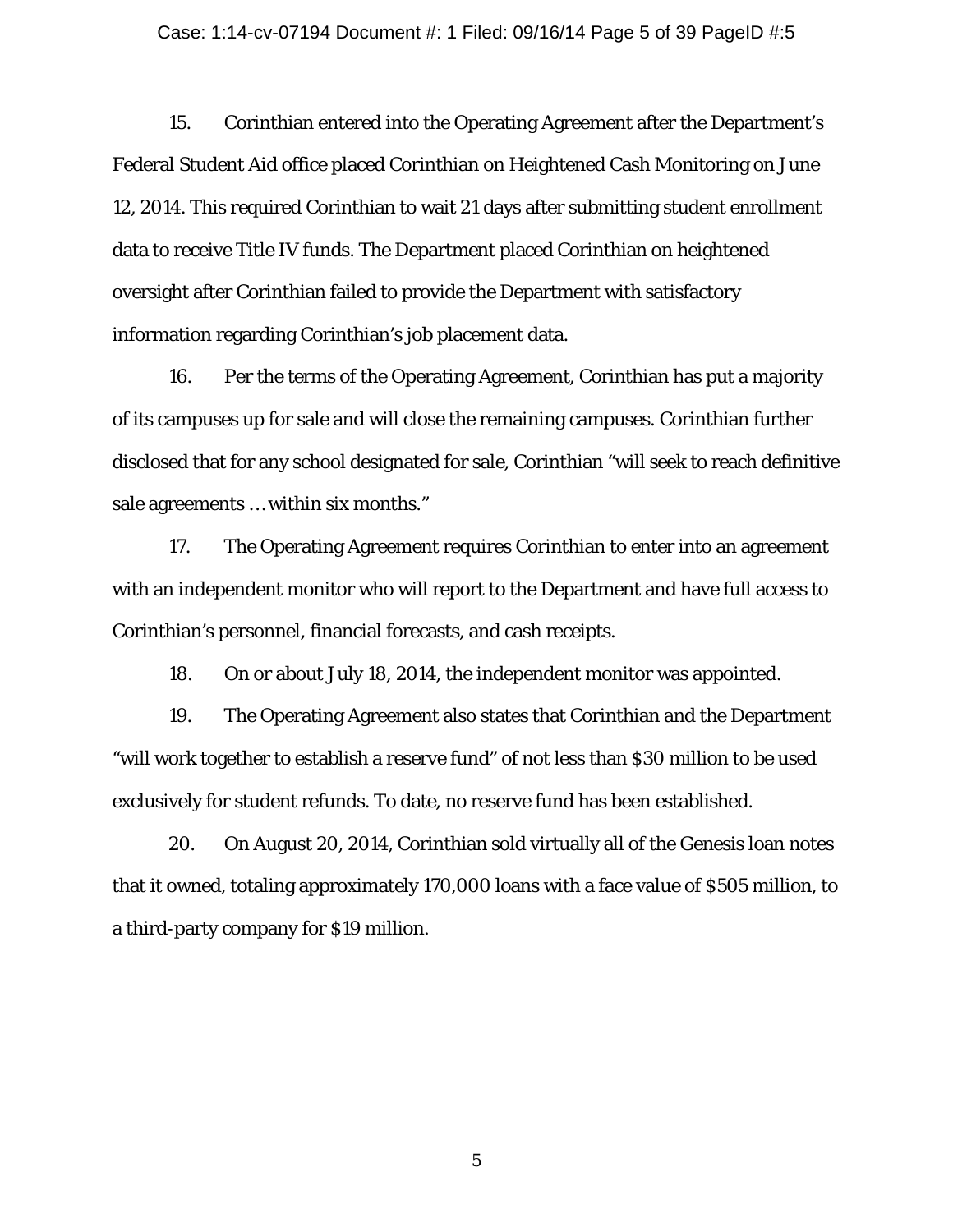15. Corinthian entered into the Operating Agreement after the Department's Federal Student Aid office placed Corinthian on Heightened Cash Monitoring on June 12, 2014. This required Corinthian to wait 21 days after submitting student enrollment data to receive Title IV funds. The Department placed Corinthian on heightened oversight after Corinthian failed to provide the Department with satisfactory information regarding Corinthian's job placement data.

16. Per the terms of the Operating Agreement, Corinthian has put a majority of its campuses up for sale and will close the remaining campuses. Corinthian further disclosed that for any school designated for sale, Corinthian "will seek to reach definitive sale agreements … within six months."

17. The Operating Agreement requires Corinthian to enter into an agreement with an independent monitor who will report to the Department and have full access to Corinthian's personnel, financial forecasts, and cash receipts.

18. On or about July 18, 2014, the independent monitor was appointed.

19. The Operating Agreement also states that Corinthian and the Department "will work together to establish a reserve fund" of not less than $30 million to be used exclusively for student refunds. To date, no reserve fund has been established.

20. On August 20, 2014, Corinthian sold virtually all of the Genesis loan notes that it owned, totaling approximately 170,000 loans with a face value of $505 million, to a third-party company for $19 million.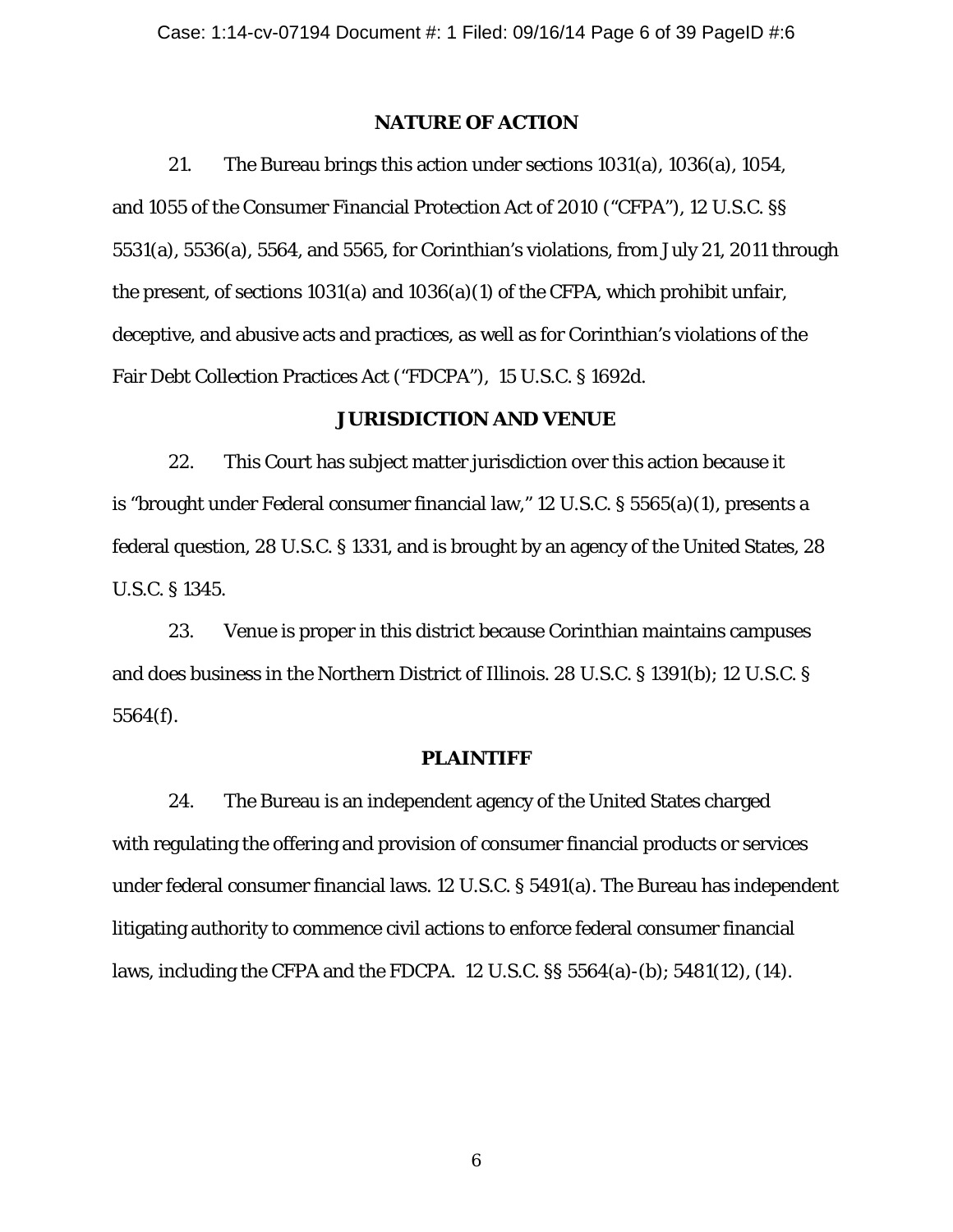## NATURE OF ACTION

21. The Bureau brings this action under sections 1031(a), 1036(a), 1054, and 1055 of the Consumer Financial Protection Act of 2010 ("CFPA"), 12 U.S.C. §§ 5531(a), 5536(a), 5564, and 5565, for Corinthian's violations, from July 21, 2011 through the present, of sections 1031(a) and 1036(a)(1) of the CFPA, which prohibit unfair, deceptive, and abusive acts and practices, as well as for Corinthian's violations of the Fair Debt Collection Practices Act ("FDCPA"), 15 U.S.C. § 1692d.

## JURISDICTION AND VENUE

22. This Court has subject matter jurisdiction over this action because it is "brought under Federal consumer financial law," 12 U.S.C. § 5565(a)(1), presents a federal question, 28 U.S.C. § 1331, and is brought by an agency of the United States, 28 U.S.C. § 1345.

23. Venue is proper in this district because Corinthian maintains campuses and does business in the Northern District of Illinois. 28 U.S.C. § 1391(b); 12 U.S.C. § 5564(f).

## PLAINTIFF

24. The Bureau is an independent agency of the United States charged with regulating the offering and provision of consumer financial products or services under federal consumer financial laws. 12 U.S.C. § 5491(a). The Bureau has independent litigating authority to commence civil actions to enforce federal consumer financial laws, including the CFPA and the FDCPA. 12 U.S.C. §§ 5564(a)-(b); 5481(12), (14).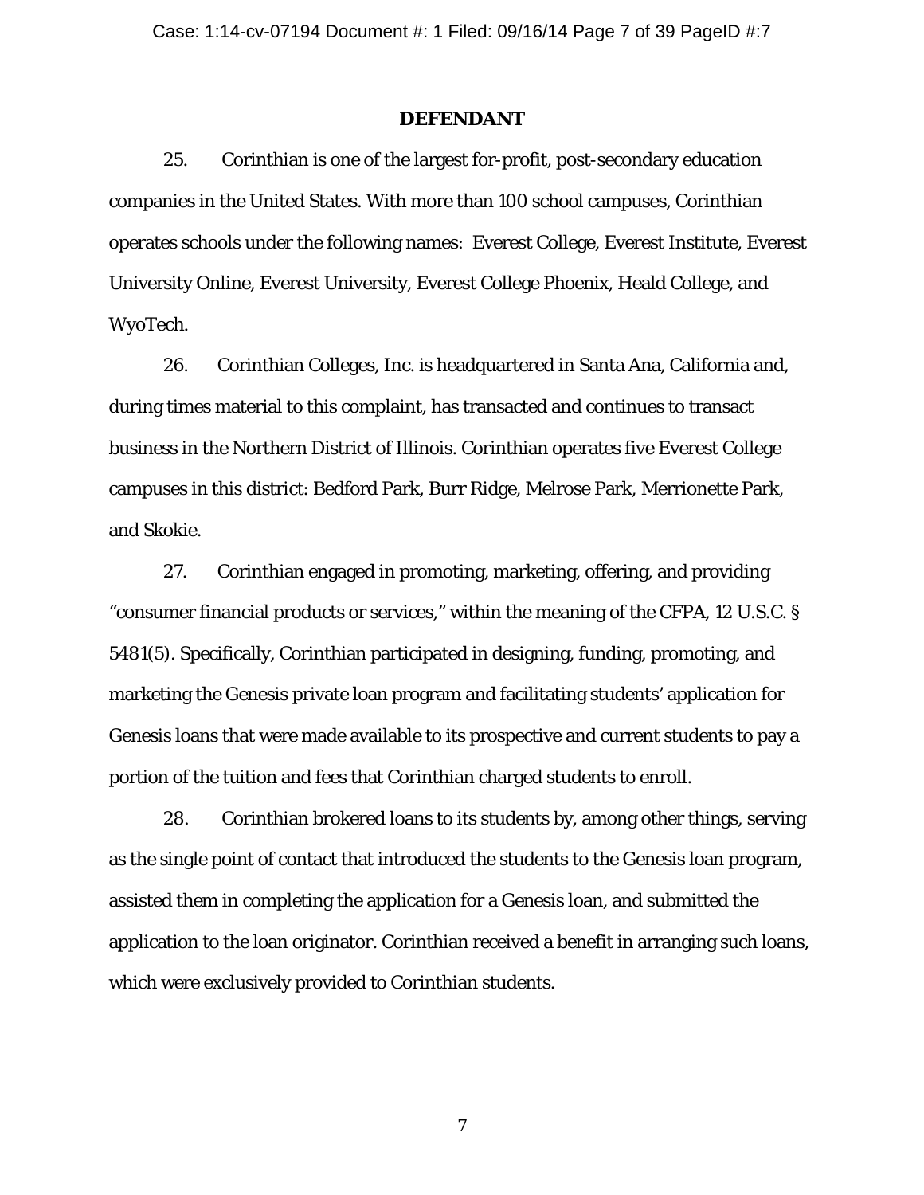## DEFENDANT

25. Corinthian is one of the largest for-profit, post-secondary education companies in the United States. With more than 100 school campuses, Corinthian operates schools under the following names: Everest College, Everest Institute, Everest University Online, Everest University, Everest College Phoenix, Heald College, and WyoTech.

26. Corinthian Colleges, Inc. is headquartered in Santa Ana, California and, during times material to this complaint, has transacted and continues to transact business in the Northern District of Illinois. Corinthian operates five Everest College campuses in this district: Bedford Park, Burr Ridge, Melrose Park, Merrionette Park, and Skokie.

27. Corinthian engaged in promoting, marketing, offering, and providing "consumer financial products or services," within the meaning of the CFPA, 12 U.S.C. § 5481(5). Specifically, Corinthian participated in designing, funding, promoting, and marketing the Genesis private loan program and facilitating students' application for Genesis loans that were made available to its prospective and current students to pay a portion of the tuition and fees that Corinthian charged students to enroll.

28. Corinthian brokered loans to its students by, among other things, serving as the single point of contact that introduced the students to the Genesis loan program, assisted them in completing the application for a Genesis loan, and submitted the application to the loan originator. Corinthian received a benefit in arranging such loans, which were exclusively provided to Corinthian students.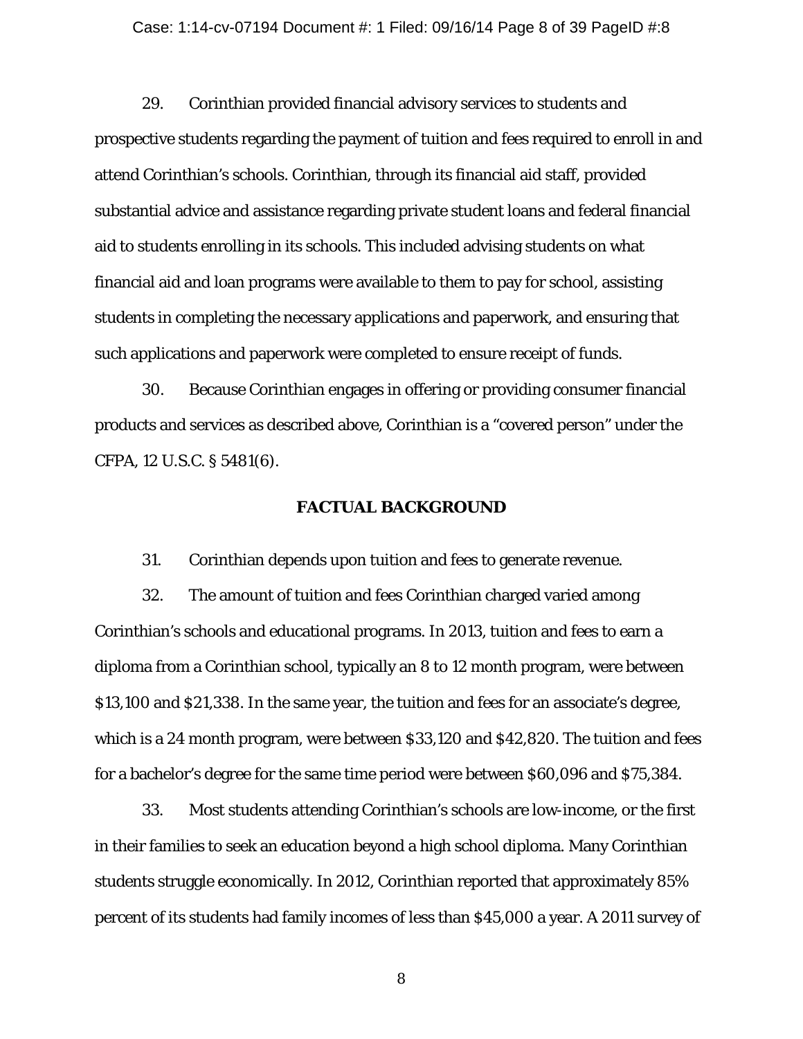29. Corinthian provided financial advisory services to students and prospective students regarding the payment of tuition and fees required to enroll in and attend Corinthian's schools. Corinthian, through its financial aid staff, provided substantial advice and assistance regarding private student loans and federal financial aid to students enrolling in its schools. This included advising students on what financial aid and loan programs were available to them to pay for school, assisting students in completing the necessary applications and paperwork, and ensuring that such applications and paperwork were completed to ensure receipt of funds.

30. Because Corinthian engages in offering or providing consumer financial products and services as described above, Corinthian is a "covered person" under the CFPA, 12 U.S.C. § 5481(6).

## FACTUAL BACKGROUND

31. Corinthian depends upon tuition and fees to generate revenue.

32. The amount of tuition and fees Corinthian charged varied among Corinthian's schools and educational programs. In 2013, tuition and fees to earn a diploma from a Corinthian school, typically an 8 to 12 month program, were between $13,100 and $21,338. In the same year, the tuition and fees for an associate's degree, which is a 24 month program, were between $33,120 and $42,820. The tuition and fees for a bachelor's degree for the same time period were between $60,096 and $75,384.

33. Most students attending Corinthian's schools are low-income, or the first in their families to seek an education beyond a high school diploma. Many Corinthian students struggle economically. In 2012, Corinthian reported that approximately 85% percent of its students had family incomes of less than $45,000 a year. A 2011 survey of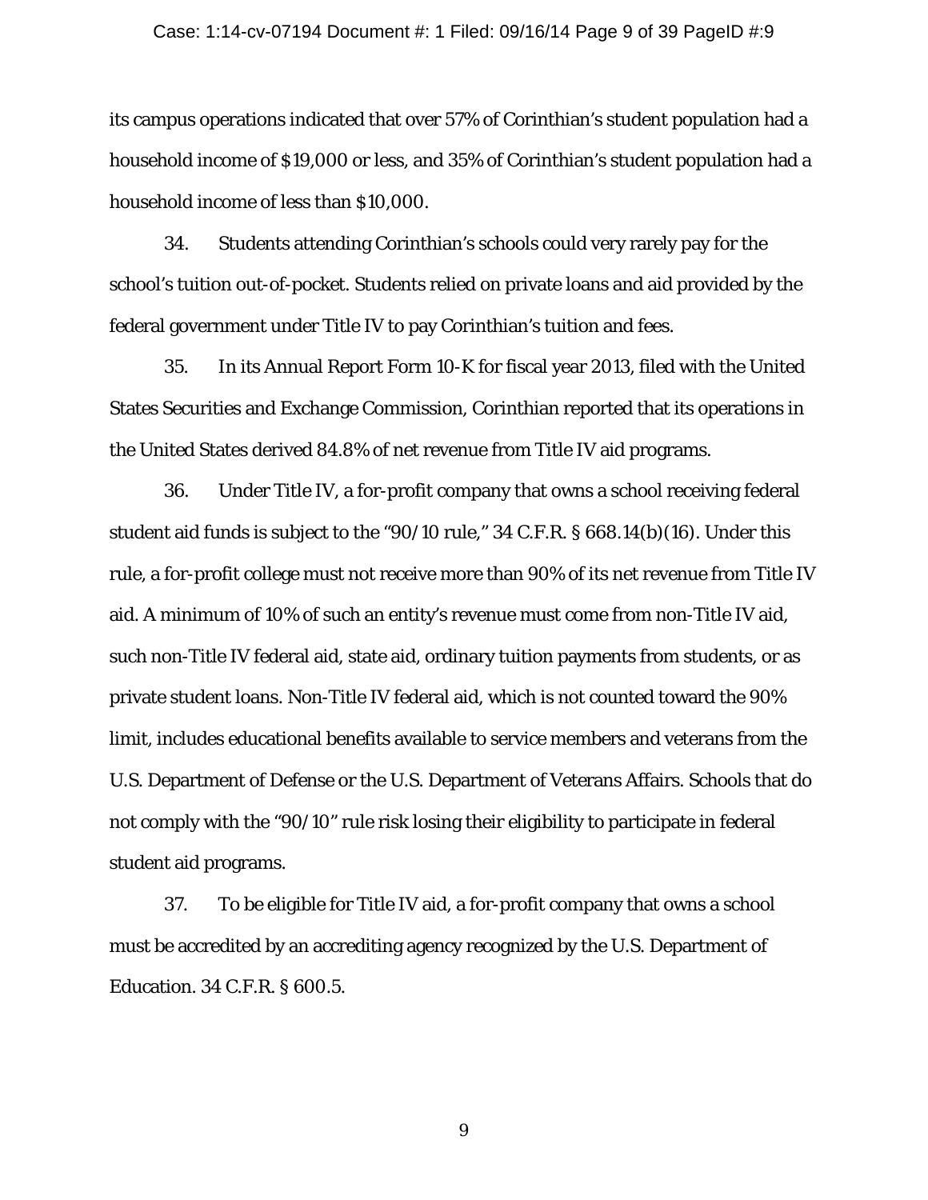its campus operations indicated that over 57% of Corinthian's student population had a household income of $19,000 or less, and 35% of Corinthian's student population had a household income of less than $10,000.

34. Students attending Corinthian's schools could very rarely pay for the school's tuition out-of-pocket. Students relied on private loans and aid provided by the federal government under Title IV to pay Corinthian's tuition and fees.

35. In its Annual Report Form 10-K for fiscal year 2013, filed with the United States Securities and Exchange Commission, Corinthian reported that its operations in the United States derived 84.8% of net revenue from Title IV aid programs.

36. Under Title IV, a for-profit company that owns a school receiving federal student aid funds is subject to the "90/10 rule," 34 C.F.R. § 668.14(b)(16). Under this rule, a for-profit college must not receive more than 90% of its net revenue from Title IV aid. A minimum of 10% of such an entity's revenue must come from non-Title IV aid, such non-Title IV federal aid, state aid, ordinary tuition payments from students, or as private student loans. Non-Title IV federal aid, which is not counted toward the 90% limit, includes educational benefits available to service members and veterans from the U.S. Department of Defense or the U.S. Department of Veterans Affairs. Schools that do not comply with the "90/10" rule risk losing their eligibility to participate in federal student aid programs.

37. To be eligible for Title IV aid, a for-profit company that owns a school must be accredited by an accrediting agency recognized by the U.S. Department of Education. 34 C.F.R. § 600.5.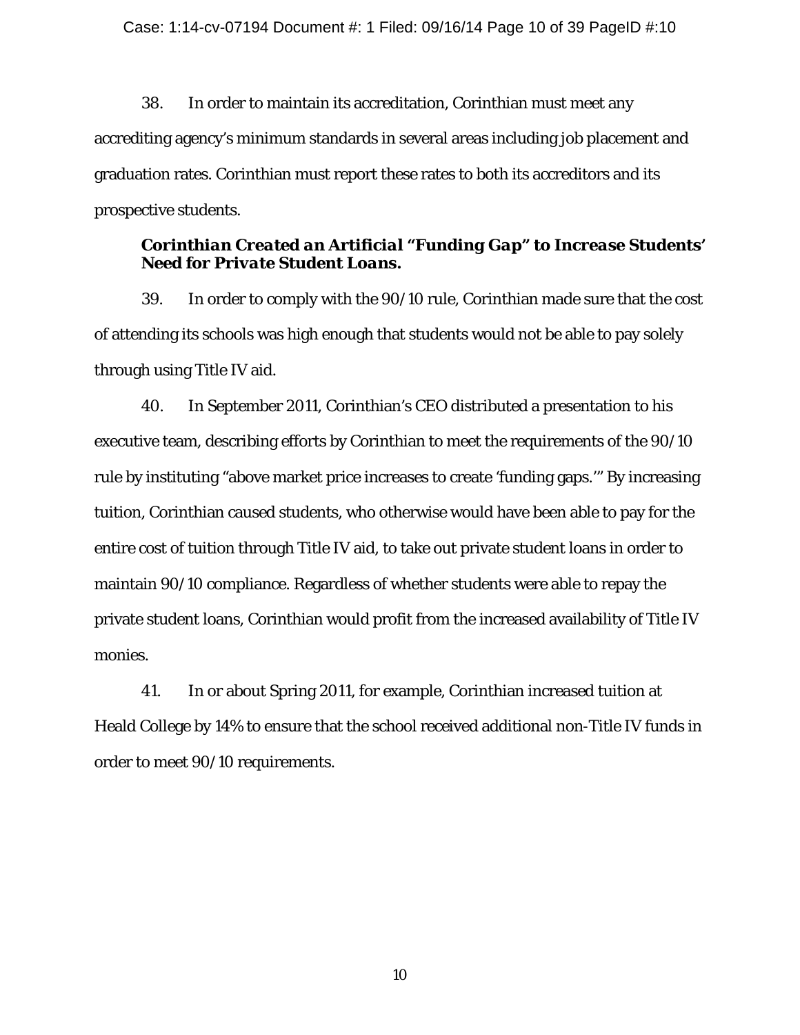38. In order to maintain its accreditation, Corinthian must meet any accrediting agency's minimum standards in several areas including job placement and graduation rates. Corinthian must report these rates to both its accreditors and its prospective students.

### *Corinthian Created an Artificial "Funding Gap" to Increase Students' Need for Private Student Loans.*

39. In order to comply with the 90/10 rule, Corinthian made sure that the cost of attending its schools was high enough that students would not be able to pay solely through using Title IV aid.

40. In September 2011, Corinthian's CEO distributed a presentation to his executive team, describing efforts by Corinthian to meet the requirements of the 90/10 rule by instituting "above market price increases to create 'funding gaps.'" By increasing tuition, Corinthian caused students, who otherwise would have been able to pay for the entire cost of tuition through Title IV aid, to take out private student loans in order to maintain 90/10 compliance. Regardless of whether students were able to repay the private student loans, Corinthian would profit from the increased availability of Title IV monies.

41. In or about Spring 2011, for example, Corinthian increased tuition at Heald College by 14% to ensure that the school received additional non-Title IV funds in order to meet 90/10 requirements.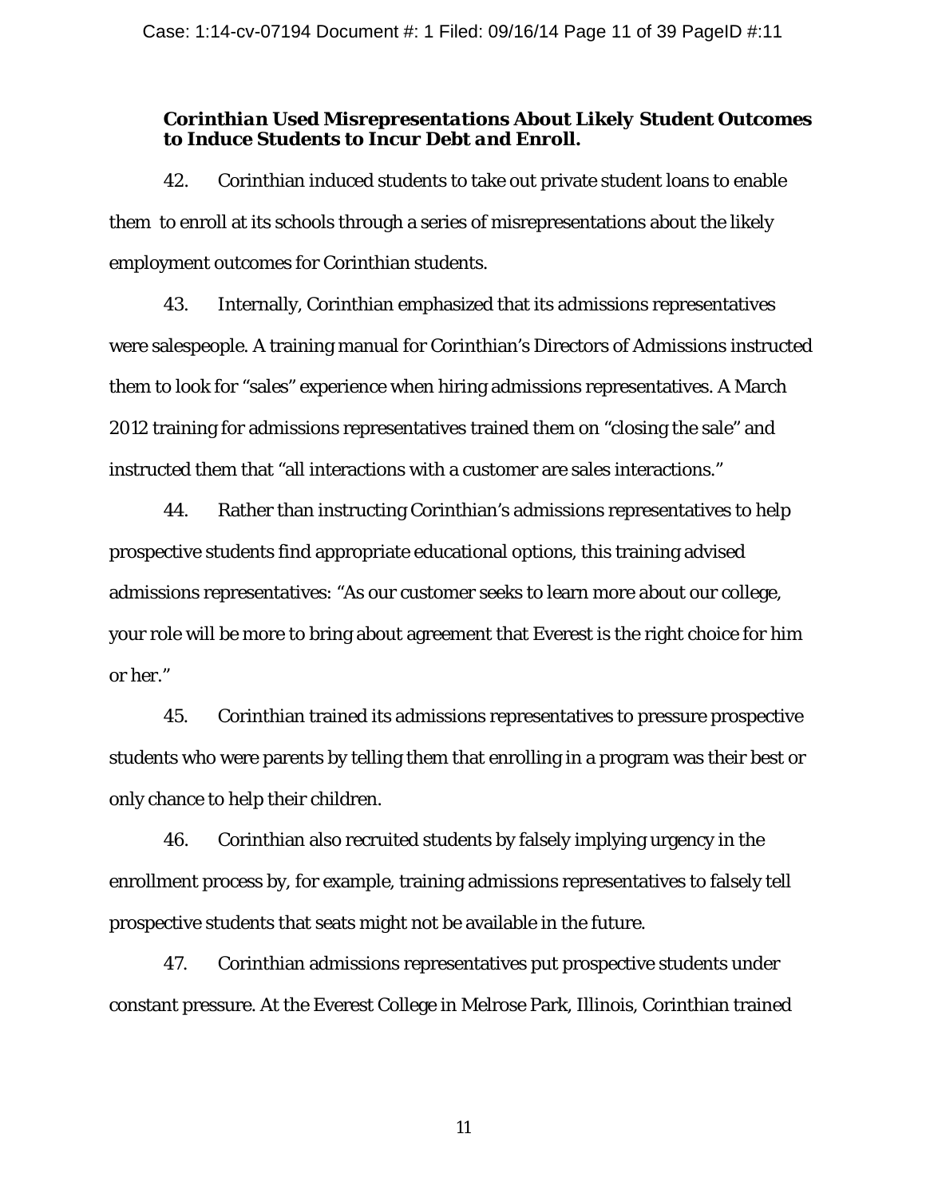***Corinthian Used Misrepresentations About Likely Student Outcomes to Induce Students to Incur Debt and Enroll.***

42. Corinthian induced students to take out private student loans to enable them to enroll at its schools through a series of misrepresentations about the likely employment outcomes for Corinthian students.

43. Internally, Corinthian emphasized that its admissions representatives were salespeople. A training manual for Corinthian's Directors of Admissions instructed them to look for "sales" experience when hiring admissions representatives. A March 2012 training for admissions representatives trained them on "closing the sale" and instructed them that "all interactions with a customer are sales interactions."

44. Rather than instructing Corinthian's admissions representatives to help prospective students find appropriate educational options, this training advised admissions representatives: "As our customer seeks to learn more about our college, your role will be more to bring about agreement that Everest is the right choice for him or her."

45. Corinthian trained its admissions representatives to pressure prospective students who were parents by telling them that enrolling in a program was their best or only chance to help their children.

46. Corinthian also recruited students by falsely implying urgency in the enrollment process by, for example, training admissions representatives to falsely tell prospective students that seats might not be available in the future.

47. Corinthian admissions representatives put prospective students under constant pressure. At the Everest College in Melrose Park, Illinois, Corinthian trained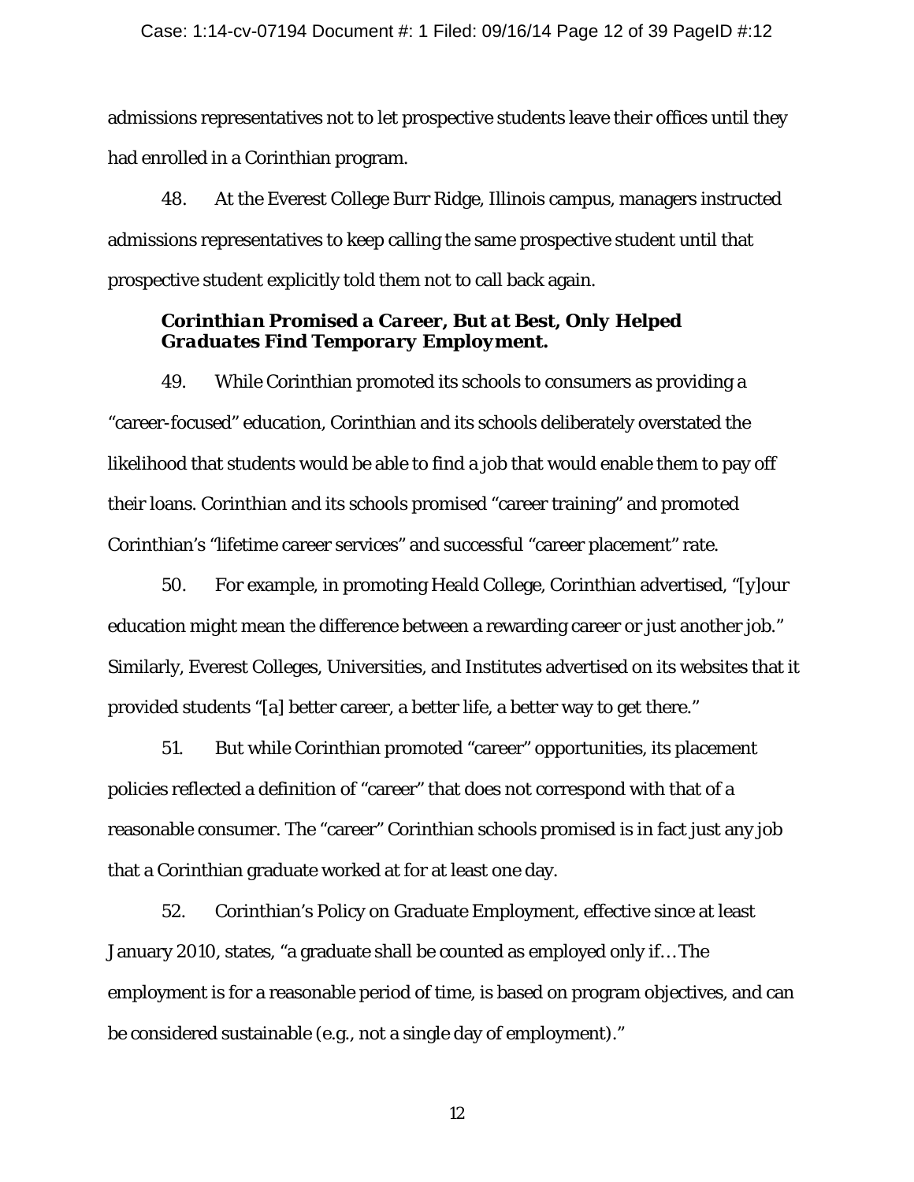admissions representatives not to let prospective students leave their offices until they had enrolled in a Corinthian program.

48. At the Everest College Burr Ridge, Illinois campus, managers instructed admissions representatives to keep calling the same prospective student until that prospective student explicitly told them not to call back again.

### *Corinthian Promised a Career, But at Best, Only Helped Graduates Find Temporary Employment.*

49. While Corinthian promoted its schools to consumers as providing a "career-focused" education, Corinthian and its schools deliberately overstated the likelihood that students would be able to find a job that would enable them to pay off their loans. Corinthian and its schools promised "career training" and promoted Corinthian's "lifetime career services" and successful "career placement" rate.

50. For example, in promoting Heald College, Corinthian advertised, "[y]our education might mean the difference between a rewarding career or just another job." Similarly, Everest Colleges, Universities, and Institutes advertised on its websites that it provided students "[a] better career, a better life, a better way to get there."

51. But while Corinthian promoted "career" opportunities, its placement policies reflected a definition of "career" that does not correspond with that of a reasonable consumer. The "career" Corinthian schools promised is in fact just any job that a Corinthian graduate worked at for at least one day.

52. Corinthian's Policy on Graduate Employment, effective since at least January 2010, states, "a graduate shall be counted as employed only if… The employment is for a reasonable period of time, is based on program objectives, and can be considered sustainable (e.g., not a single day of employment)."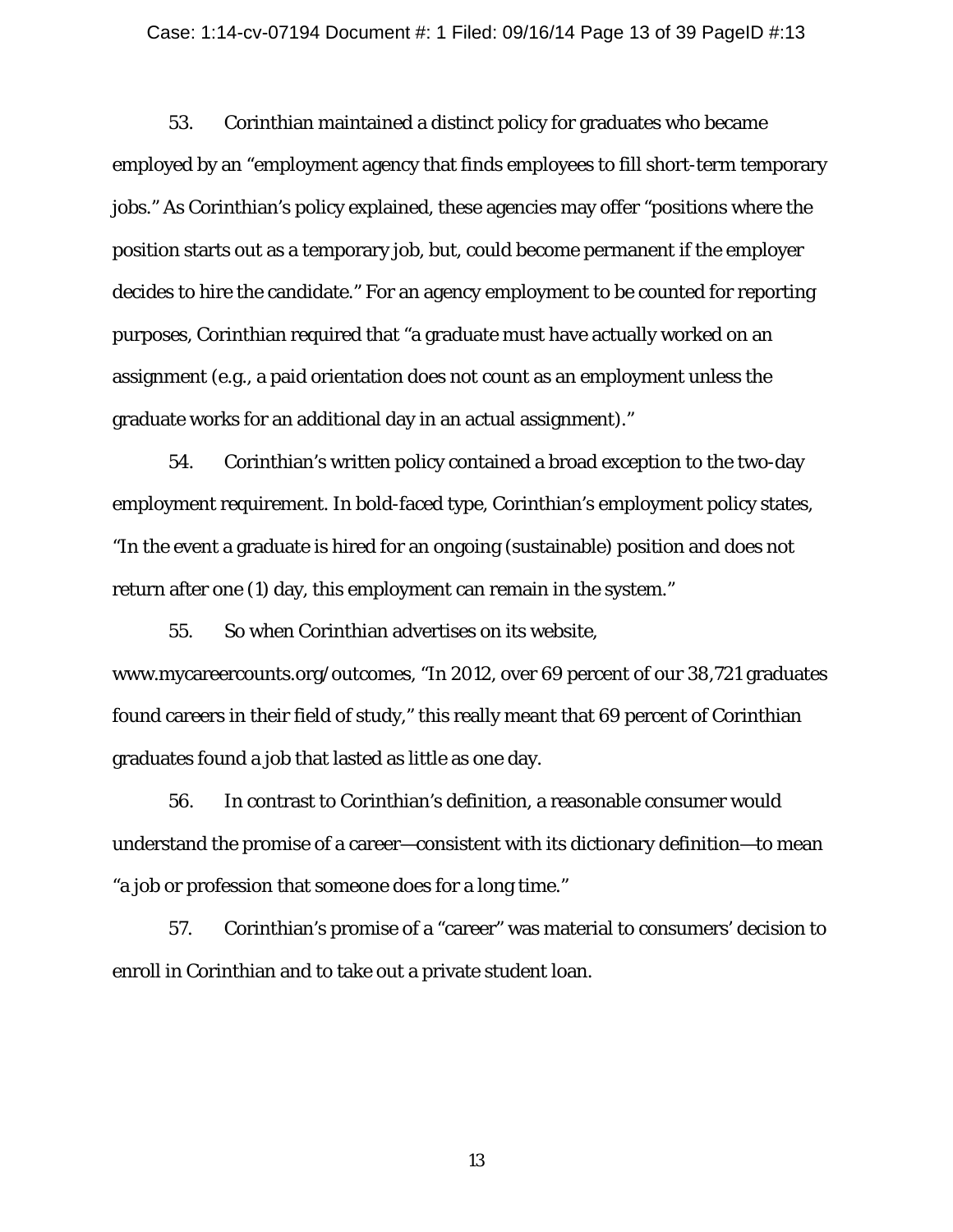53. Corinthian maintained a distinct policy for graduates who became employed by an "employment agency that finds employees to fill short-term temporary jobs." As Corinthian's policy explained, these agencies may offer "positions where the position starts out as a temporary job, but, could become permanent if the employer decides to hire the candidate." For an agency employment to be counted for reporting purposes, Corinthian required that "a graduate must have actually worked on an assignment (e.g., a paid orientation does not count as an employment unless the graduate works for an additional day in an actual assignment)."

54. Corinthian's written policy contained a broad exception to the two-day employment requirement. In bold-faced type, Corinthian's employment policy states, "In the event a graduate is hired for an ongoing (sustainable) position and does not return after one (1) day, this employment can remain in the system."

55. So when Corinthian advertises on its website, www.mycareercounts.org/outcomes, "In 2012, over 69 percent of our 38,721 graduates found careers in their field of study," this really meant that 69 percent of Corinthian graduates found a job that lasted as little as one day.

56. In contrast to Corinthian's definition, a reasonable consumer would understand the promise of a career—consistent with its dictionary definition—to mean "a job or profession that someone does for a long time."

57. Corinthian's promise of a "career" was material to consumers' decision to enroll in Corinthian and to take out a private student loan.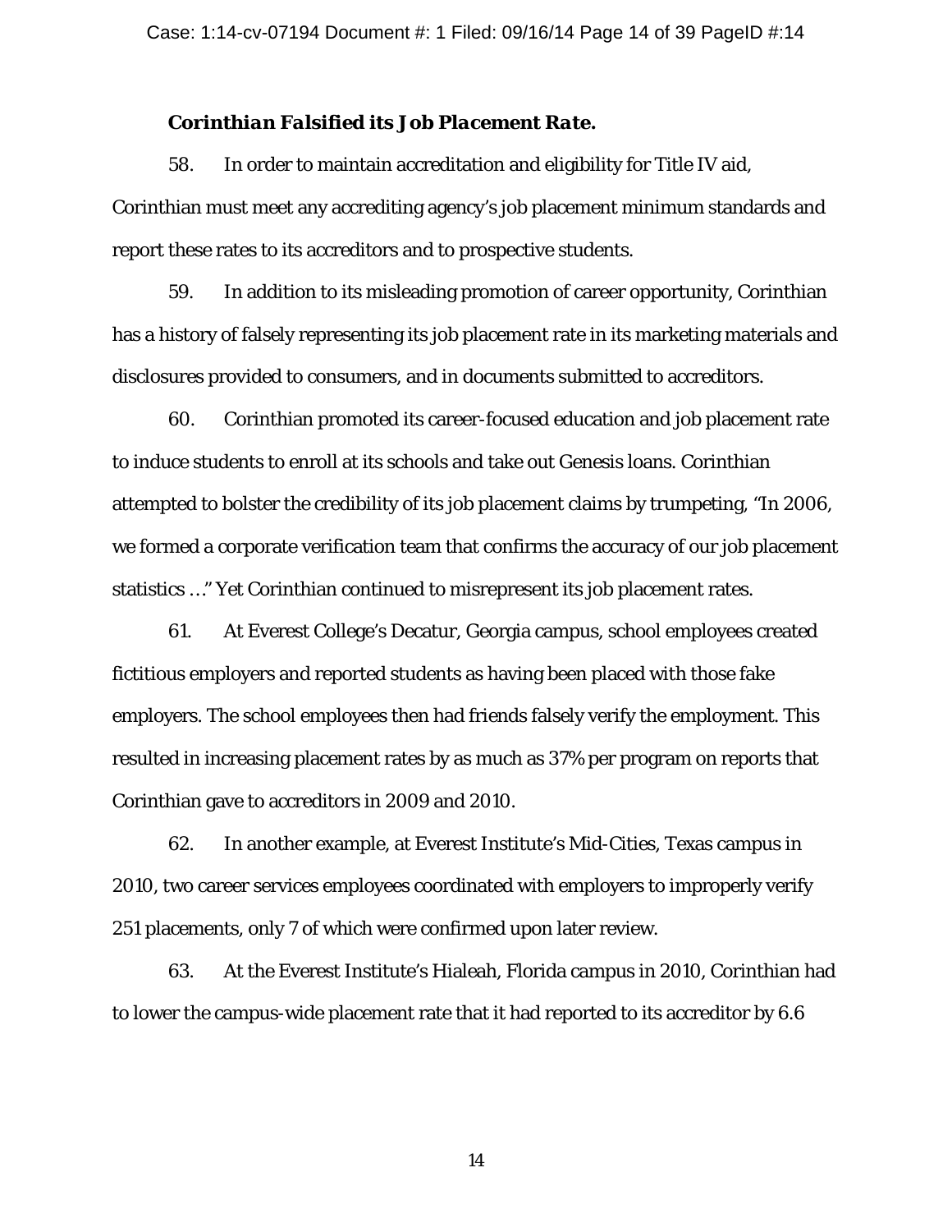***Corinthian Falsified its Job Placement Rate.***

58. In order to maintain accreditation and eligibility for Title IV aid, Corinthian must meet any accrediting agency's job placement minimum standards and report these rates to its accreditors and to prospective students.

59. In addition to its misleading promotion of career opportunity, Corinthian has a history of falsely representing its job placement rate in its marketing materials and disclosures provided to consumers, and in documents submitted to accreditors.

60. Corinthian promoted its career-focused education and job placement rate to induce students to enroll at its schools and take out Genesis loans. Corinthian attempted to bolster the credibility of its job placement claims by trumpeting, "In 2006, we formed a corporate verification team that confirms the accuracy of our job placement statistics …" Yet Corinthian continued to misrepresent its job placement rates.

61. At Everest College's Decatur, Georgia campus, school employees created fictitious employers and reported students as having been placed with those fake employers. The school employees then had friends falsely verify the employment. This resulted in increasing placement rates by as much as 37% per program on reports that Corinthian gave to accreditors in 2009 and 2010.

62. In another example, at Everest Institute's Mid-Cities, Texas campus in 2010, two career services employees coordinated with employers to improperly verify 251 placements, only 7 of which were confirmed upon later review.

63. At the Everest Institute's Hialeah, Florida campus in 2010, Corinthian had to lower the campus-wide placement rate that it had reported to its accreditor by 6.6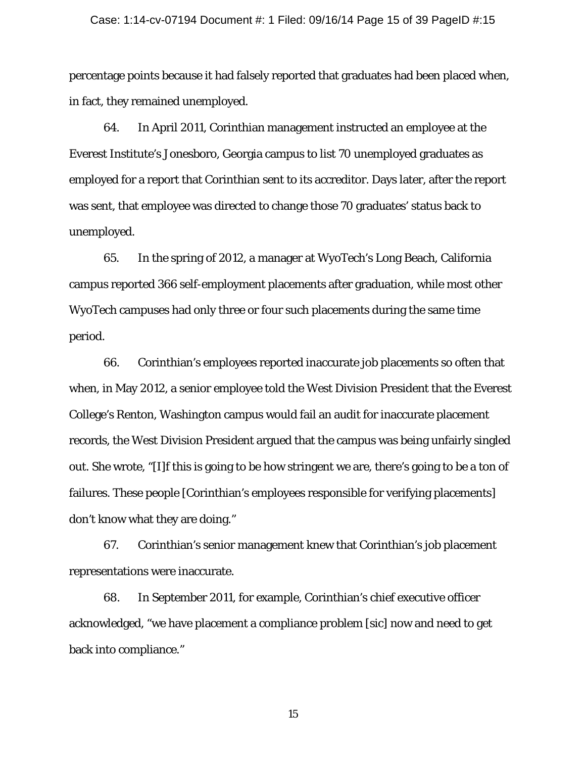percentage points because it had falsely reported that graduates had been placed when, in fact, they remained unemployed.

64. In April 2011, Corinthian management instructed an employee at the Everest Institute's Jonesboro, Georgia campus to list 70 unemployed graduates as employed for a report that Corinthian sent to its accreditor. Days later, after the report was sent, that employee was directed to change those 70 graduates' status back to unemployed.

65. In the spring of 2012, a manager at WyoTech's Long Beach, California campus reported 366 self-employment placements after graduation, while most other WyoTech campuses had only three or four such placements during the same time period.

66. Corinthian's employees reported inaccurate job placements so often that when, in May 2012, a senior employee told the West Division President that the Everest College's Renton, Washington campus would fail an audit for inaccurate placement records, the West Division President argued that the campus was being unfairly singled out. She wrote, "[I]f this is going to be how stringent we are, there's going to be a ton of failures. These people [Corinthian's employees responsible for verifying placements] don't know what they are doing."

67. Corinthian's senior management knew that Corinthian's job placement representations were inaccurate.

68. In September 2011, for example, Corinthian's chief executive officer acknowledged, "we have placement a compliance problem [sic] now and need to get back into compliance."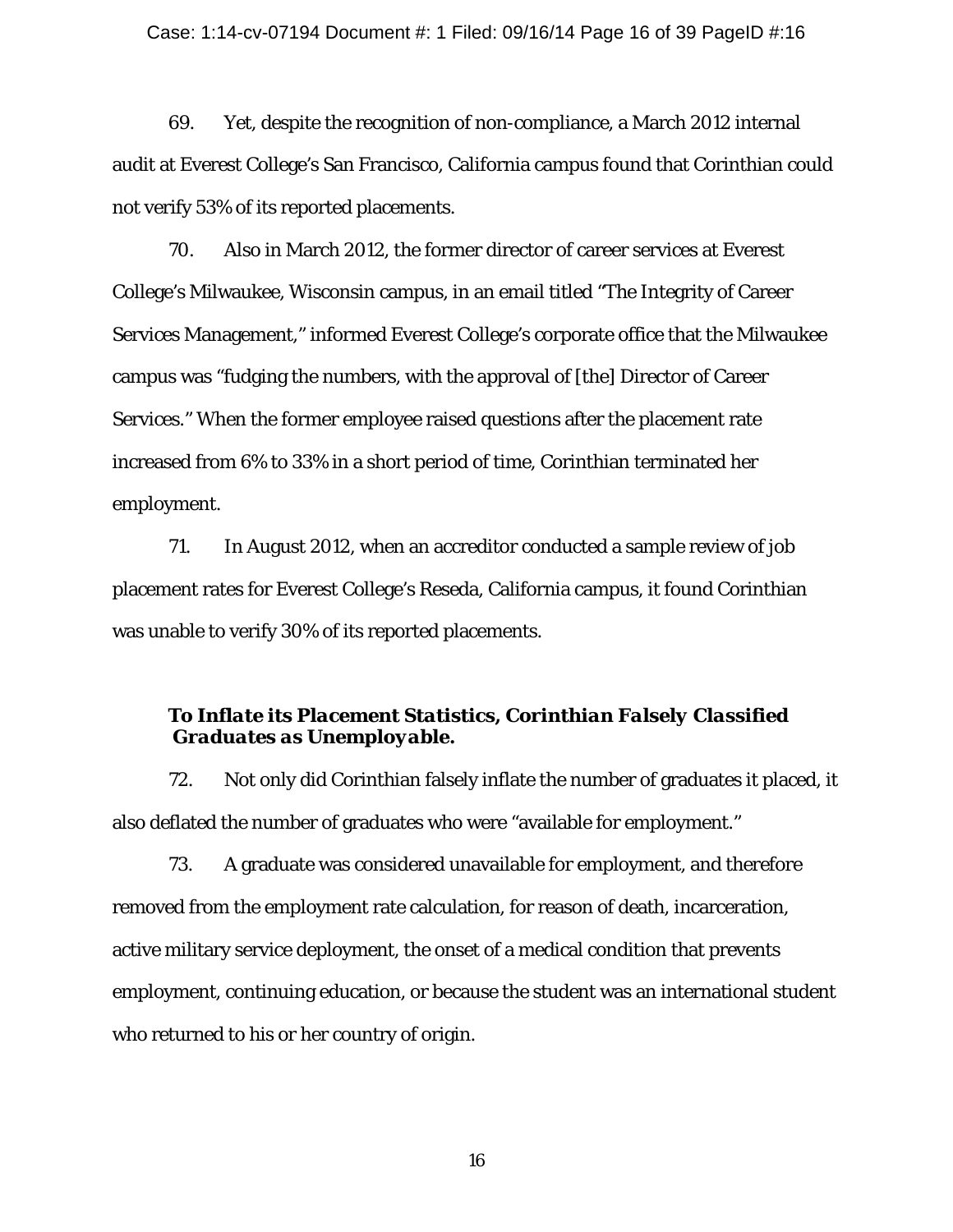69. Yet, despite the recognition of non-compliance, a March 2012 internal audit at Everest College's San Francisco, California campus found that Corinthian could not verify 53% of its reported placements.

70. Also in March 2012, the former director of career services at Everest College's Milwaukee, Wisconsin campus, in an email titled "The Integrity of Career Services Management," informed Everest College's corporate office that the Milwaukee campus was "fudging the numbers, with the approval of [the] Director of Career Services." When the former employee raised questions after the placement rate increased from 6% to 33% in a short period of time, Corinthian terminated her employment.

71. In August 2012, when an accreditor conducted a sample review of job placement rates for Everest College's Reseda, California campus, it found Corinthian was unable to verify 30% of its reported placements.

### *To Inflate its Placement Statistics, Corinthian Falsely Classified Graduates as Unemployable.*

72. Not only did Corinthian falsely inflate the number of graduates it placed, it also deflated the number of graduates who were "available for employment."

73. A graduate was considered unavailable for employment, and therefore removed from the employment rate calculation, for reason of death, incarceration, active military service deployment, the onset of a medical condition that prevents employment, continuing education, or because the student was an international student who returned to his or her country of origin.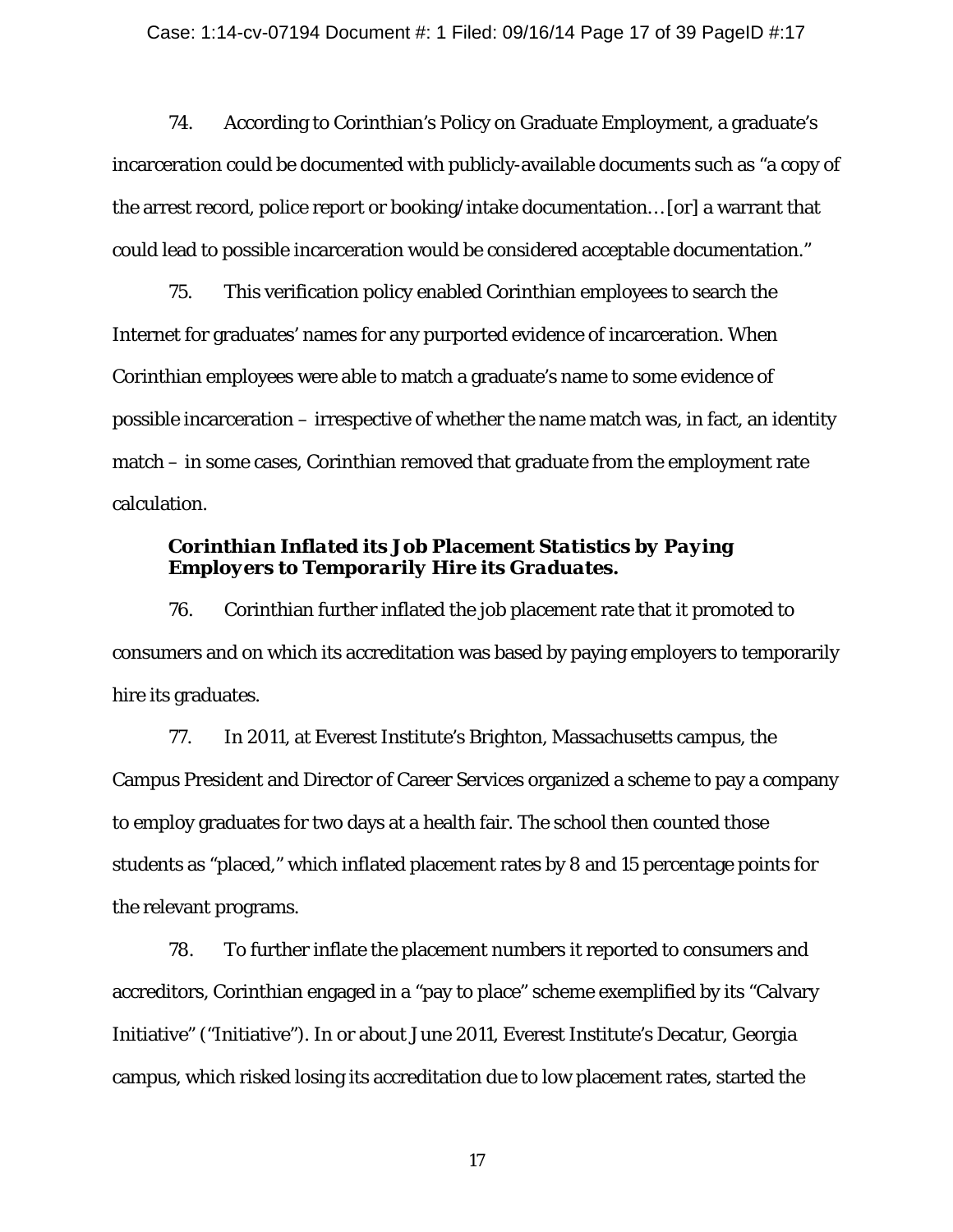74. According to Corinthian's Policy on Graduate Employment, a graduate's incarceration could be documented with publicly-available documents such as "a copy of the arrest record, police report or booking/intake documentation… [or] a warrant that could lead to possible incarceration would be considered acceptable documentation."

75. This verification policy enabled Corinthian employees to search the Internet for graduates' names for any purported evidence of incarceration. When Corinthian employees were able to match a graduate's name to some evidence of possible incarceration – irrespective of whether the name match was, in fact, an identity match – in some cases, Corinthian removed that graduate from the employment rate calculation.

***Corinthian Inflated its Job Placement Statistics by Paying Employers to Temporarily Hire its Graduates.***

76. Corinthian further inflated the job placement rate that it promoted to consumers and on which its accreditation was based by paying employers to temporarily hire its graduates.

77. In 2011, at Everest Institute's Brighton, Massachusetts campus, the Campus President and Director of Career Services organized a scheme to pay a company to employ graduates for two days at a health fair. The school then counted those students as "placed," which inflated placement rates by 8 and 15 percentage points for the relevant programs.

78. To further inflate the placement numbers it reported to consumers and accreditors, Corinthian engaged in a "pay to place" scheme exemplified by its "Calvary Initiative" ("Initiative"). In or about June 2011, Everest Institute's Decatur, Georgia campus, which risked losing its accreditation due to low placement rates, started the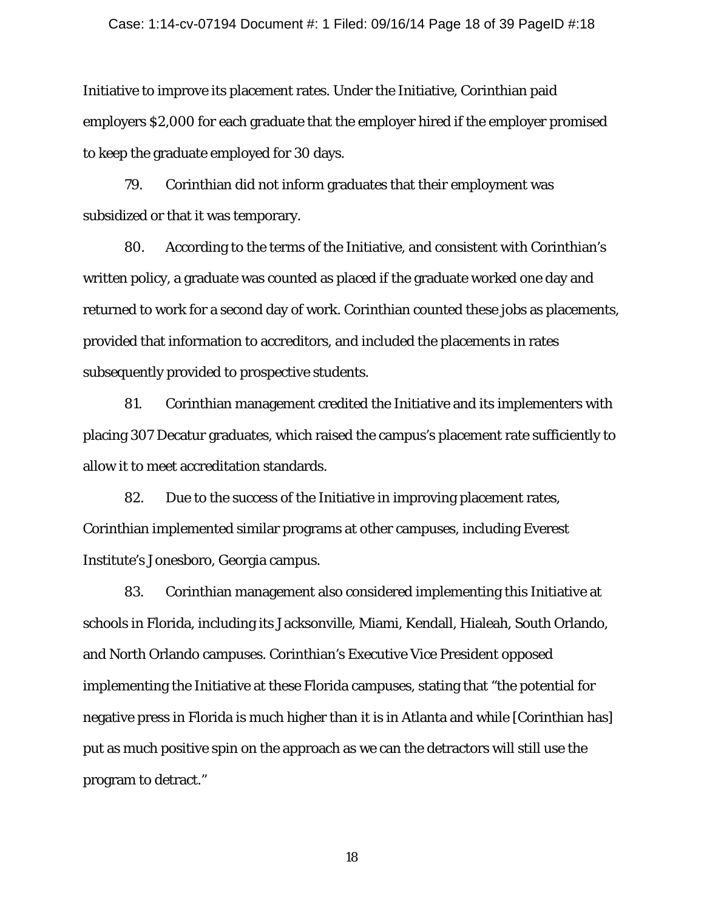Initiative to improve its placement rates. Under the Initiative, Corinthian paid employers $2,000 for each graduate that the employer hired if the employer promised to keep the graduate employed for 30 days.

79. Corinthian did not inform graduates that their employment was subsidized or that it was temporary.

80. According to the terms of the Initiative, and consistent with Corinthian's written policy, a graduate was counted as placed if the graduate worked one day and returned to work for a second day of work. Corinthian counted these jobs as placements, provided that information to accreditors, and included the placements in rates subsequently provided to prospective students.

81. Corinthian management credited the Initiative and its implementers with placing 307 Decatur graduates, which raised the campus's placement rate sufficiently to allow it to meet accreditation standards.

82. Due to the success of the Initiative in improving placement rates, Corinthian implemented similar programs at other campuses, including Everest Institute's Jonesboro, Georgia campus.

83. Corinthian management also considered implementing this Initiative at schools in Florida, including its Jacksonville, Miami, Kendall, Hialeah, South Orlando, and North Orlando campuses. Corinthian's Executive Vice President opposed implementing the Initiative at these Florida campuses, stating that "the potential for negative press in Florida is much higher than it is in Atlanta and while [Corinthian has] put as much positive spin on the approach as we can the detractors will still use the program to detract."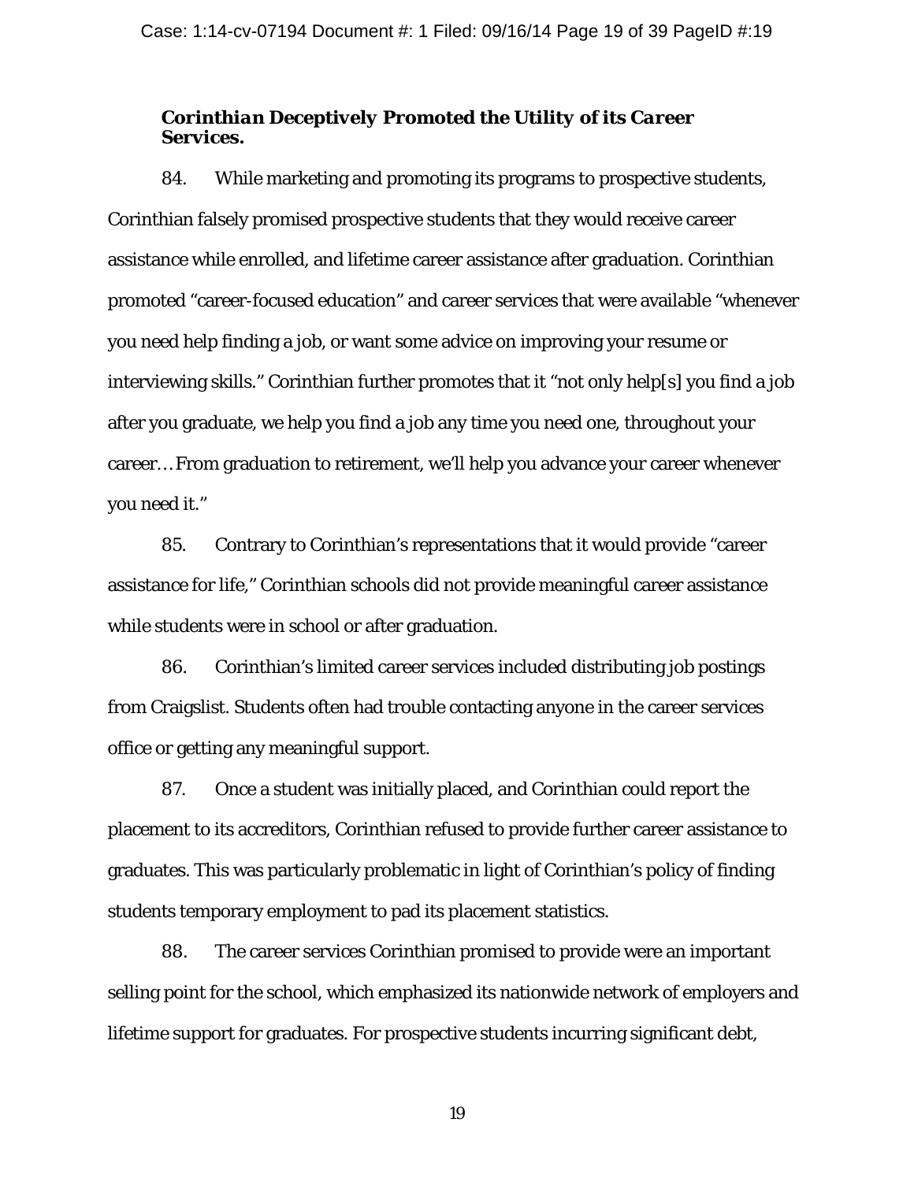### *Corinthian Deceptively Promoted the Utility of its Career Services.*

84. While marketing and promoting its programs to prospective students, Corinthian falsely promised prospective students that they would receive career assistance while enrolled, and lifetime career assistance after graduation. Corinthian promoted "career-focused education" and career services that were available "whenever you need help finding a job, or want some advice on improving your resume or interviewing skills." Corinthian further promotes that it "not only help[s] you find a job after you graduate, we help you find a job any time you need one, throughout your career… From graduation to retirement, we'll help you advance your career whenever you need it."

85. Contrary to Corinthian's representations that it would provide "career assistance for life," Corinthian schools did not provide meaningful career assistance while students were in school or after graduation.

86. Corinthian's limited career services included distributing job postings from Craigslist. Students often had trouble contacting anyone in the career services office or getting any meaningful support.

87. Once a student was initially placed, and Corinthian could report the placement to its accreditors, Corinthian refused to provide further career assistance to graduates. This was particularly problematic in light of Corinthian's policy of finding students temporary employment to pad its placement statistics.

88. The career services Corinthian promised to provide were an important selling point for the school, which emphasized its nationwide network of employers and lifetime support for graduates. For prospective students incurring significant debt,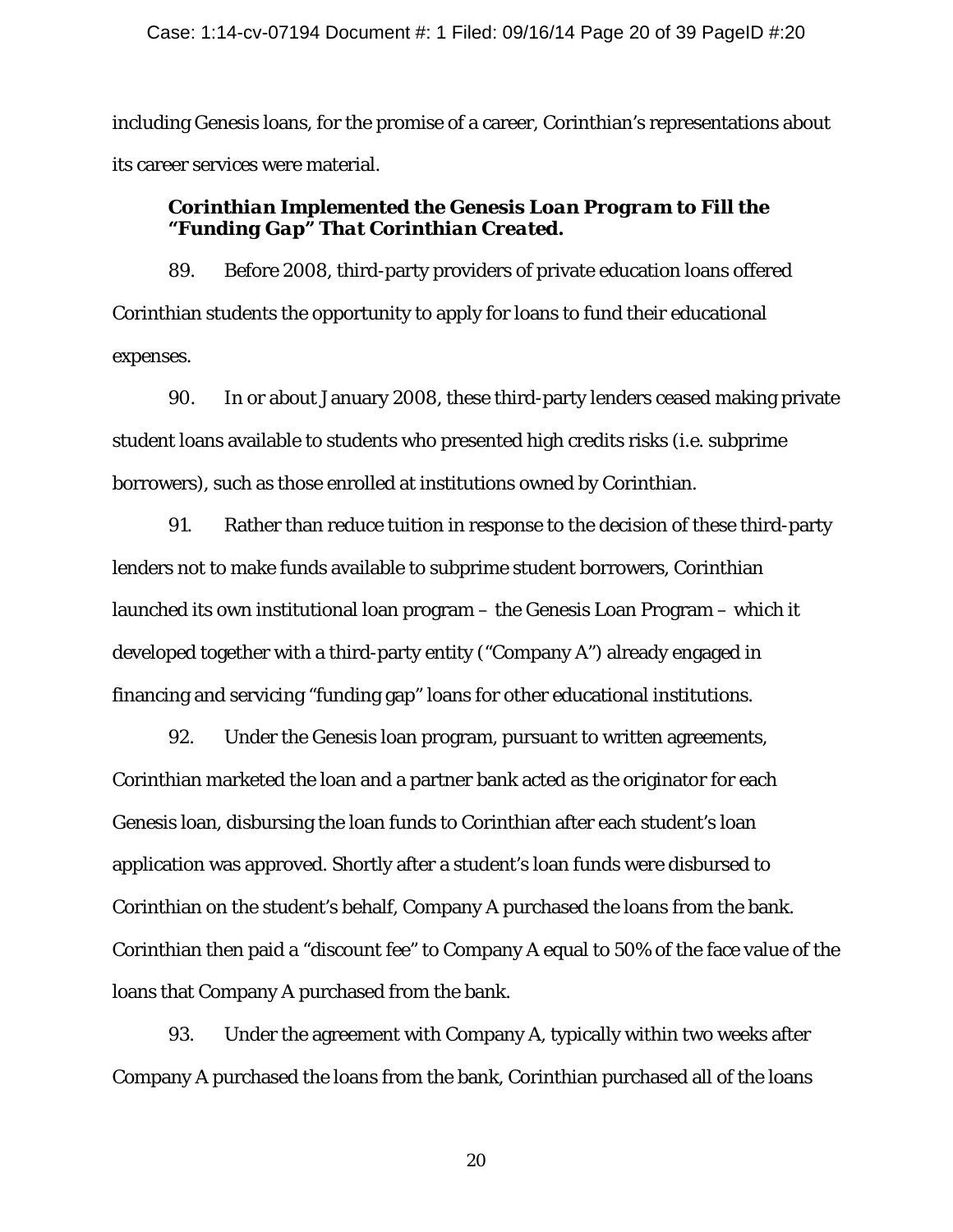including Genesis loans, for the promise of a career, Corinthian's representations about its career services were material.

### *Corinthian Implemented the Genesis Loan Program to Fill the "Funding Gap" That Corinthian Created.*

89. Before 2008, third-party providers of private education loans offered Corinthian students the opportunity to apply for loans to fund their educational expenses.

90. In or about January 2008, these third-party lenders ceased making private student loans available to students who presented high credits risks (i.e. subprime borrowers), such as those enrolled at institutions owned by Corinthian.

91. Rather than reduce tuition in response to the decision of these third-party lenders not to make funds available to subprime student borrowers, Corinthian launched its own institutional loan program – the Genesis Loan Program – which it developed together with a third-party entity ("Company A") already engaged in financing and servicing "funding gap" loans for other educational institutions.

92. Under the Genesis loan program, pursuant to written agreements, Corinthian marketed the loan and a partner bank acted as the originator for each Genesis loan, disbursing the loan funds to Corinthian after each student's loan application was approved. Shortly after a student's loan funds were disbursed to Corinthian on the student's behalf, Company A purchased the loans from the bank. Corinthian then paid a "discount fee" to Company A equal to 50% of the face value of the loans that Company A purchased from the bank.

93. Under the agreement with Company A, typically within two weeks after Company A purchased the loans from the bank, Corinthian purchased all of the loans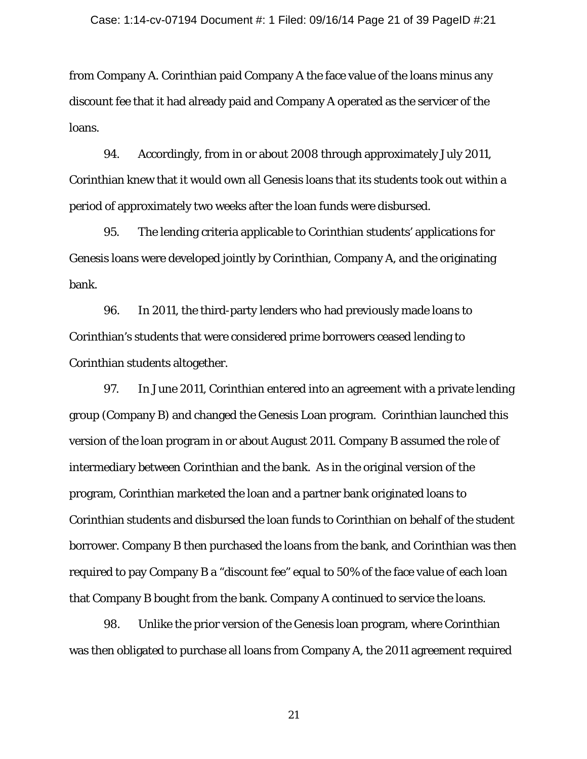from Company A. Corinthian paid Company A the face value of the loans minus any discount fee that it had already paid and Company A operated as the servicer of the loans.

94. Accordingly, from in or about 2008 through approximately July 2011, Corinthian knew that it would own all Genesis loans that its students took out within a period of approximately two weeks after the loan funds were disbursed.

95. The lending criteria applicable to Corinthian students' applications for Genesis loans were developed jointly by Corinthian, Company A, and the originating bank.

96. In 2011, the third-party lenders who had previously made loans to Corinthian's students that were considered prime borrowers ceased lending to Corinthian students altogether.

97. In June 2011, Corinthian entered into an agreement with a private lending group (Company B) and changed the Genesis Loan program. Corinthian launched this version of the loan program in or about August 2011. Company B assumed the role of intermediary between Corinthian and the bank. As in the original version of the program, Corinthian marketed the loan and a partner bank originated loans to Corinthian students and disbursed the loan funds to Corinthian on behalf of the student borrower. Company B then purchased the loans from the bank, and Corinthian was then required to pay Company B a "discount fee" equal to 50% of the face value of each loan that Company B bought from the bank. Company A continued to service the loans.

98. Unlike the prior version of the Genesis loan program, where Corinthian was then obligated to purchase all loans from Company A, the 2011 agreement required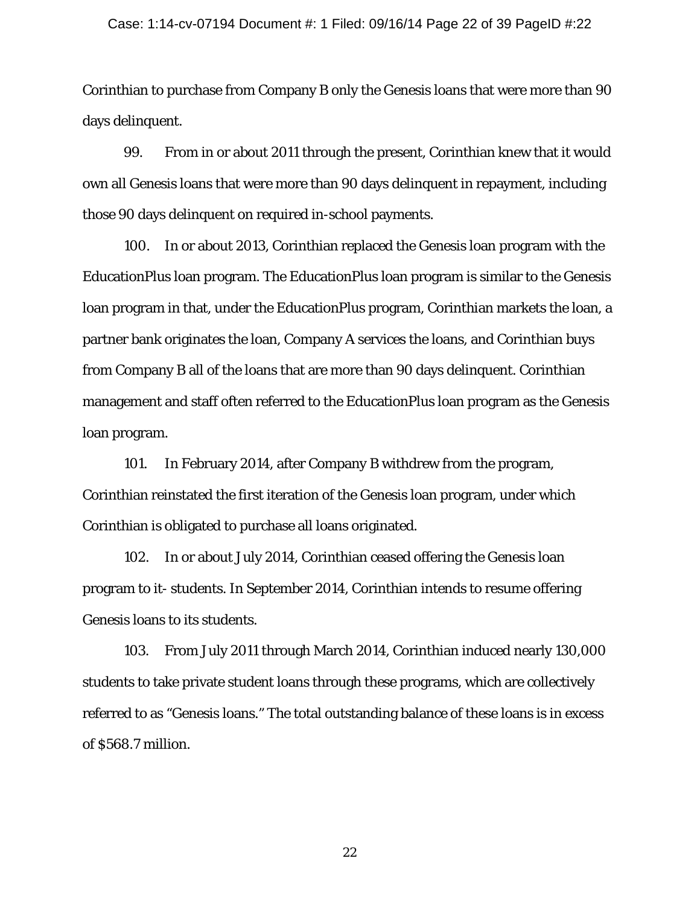Corinthian to purchase from Company B only the Genesis loans that were more than 90 days delinquent.

99. From in or about 2011 through the present, Corinthian knew that it would own all Genesis loans that were more than 90 days delinquent in repayment, including those 90 days delinquent on required in-school payments.

100. In or about 2013, Corinthian replaced the Genesis loan program with the EducationPlus loan program. The EducationPlus loan program is similar to the Genesis loan program in that, under the EducationPlus program, Corinthian markets the loan, a partner bank originates the loan, Company A services the loans, and Corinthian buys from Company B all of the loans that are more than 90 days delinquent. Corinthian management and staff often referred to the EducationPlus loan program as the Genesis loan program.

101. In February 2014, after Company B withdrew from the program, Corinthian reinstated the first iteration of the Genesis loan program, under which Corinthian is obligated to purchase all loans originated.

102. In or about July 2014, Corinthian ceased offering the Genesis loan program to it- students. In September 2014, Corinthian intends to resume offering Genesis loans to its students.

103. From July 2011 through March 2014, Corinthian induced nearly 130,000 students to take private student loans through these programs, which are collectively referred to as "Genesis loans." The total outstanding balance of these loans is in excess of $568.7 million.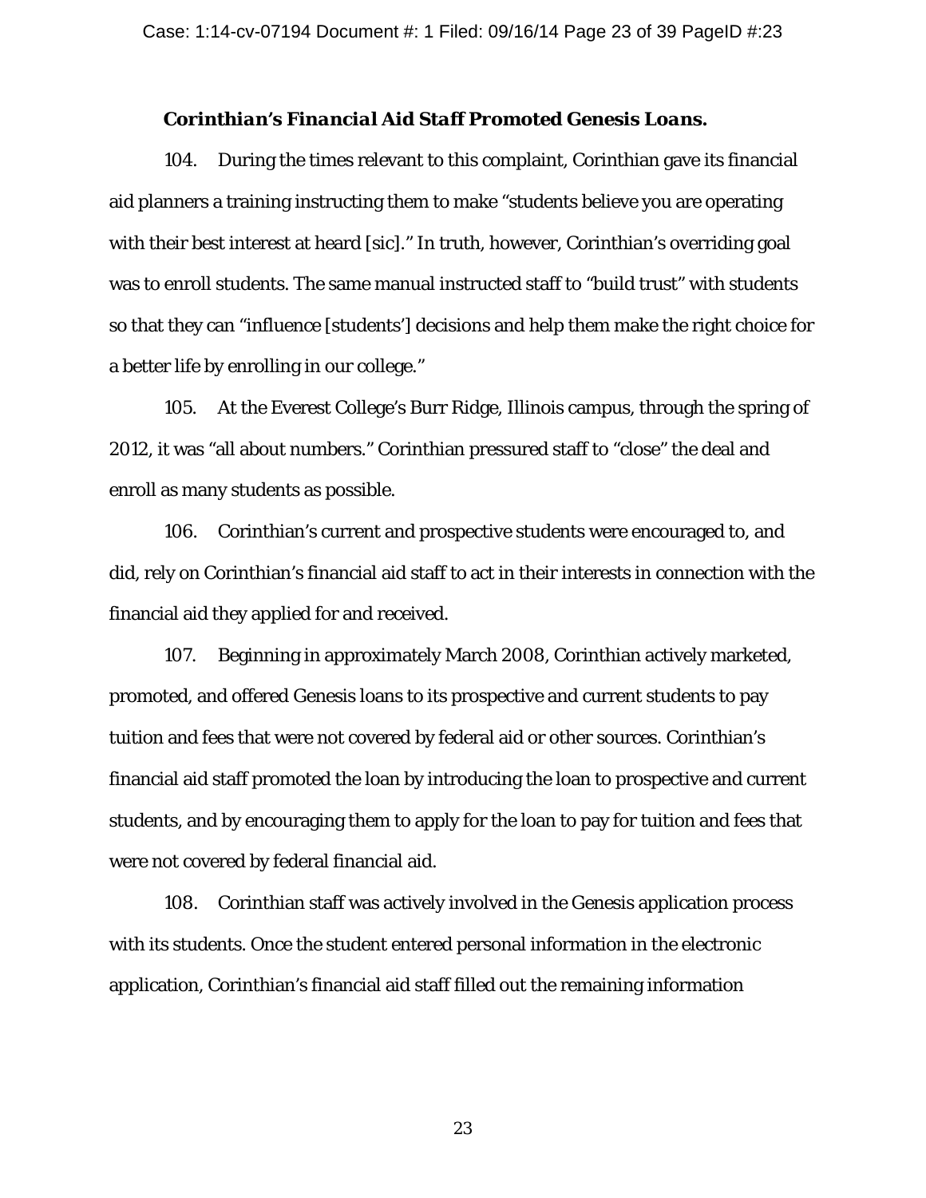***Corinthian's Financial Aid Staff Promoted Genesis Loans.***

104. During the times relevant to this complaint, Corinthian gave its financial aid planners a training instructing them to make "students believe you are operating with their best interest at heard [sic]." In truth, however, Corinthian's overriding goal was to enroll students. The same manual instructed staff to "build trust" with students so that they can "influence [students'] decisions and help them make the right choice for a better life by enrolling in our college."

105. At the Everest College's Burr Ridge, Illinois campus, through the spring of 2012, it was "all about numbers." Corinthian pressured staff to "close" the deal and enroll as many students as possible.

106. Corinthian's current and prospective students were encouraged to, and did, rely on Corinthian's financial aid staff to act in their interests in connection with the financial aid they applied for and received.

107. Beginning in approximately March 2008, Corinthian actively marketed, promoted, and offered Genesis loans to its prospective and current students to pay tuition and fees that were not covered by federal aid or other sources. Corinthian's financial aid staff promoted the loan by introducing the loan to prospective and current students, and by encouraging them to apply for the loan to pay for tuition and fees that were not covered by federal financial aid.

108. Corinthian staff was actively involved in the Genesis application process with its students. Once the student entered personal information in the electronic application, Corinthian's financial aid staff filled out the remaining information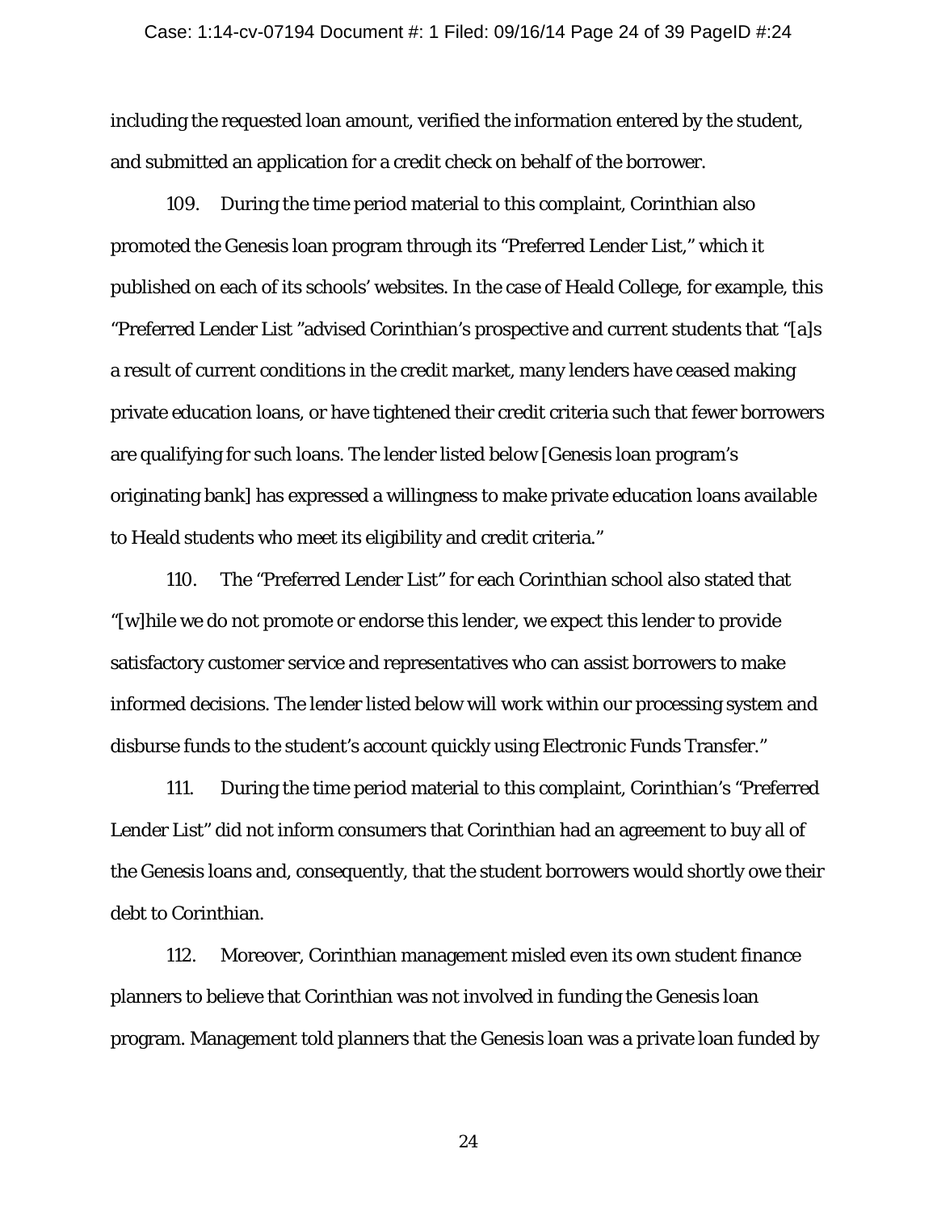including the requested loan amount, verified the information entered by the student, and submitted an application for a credit check on behalf of the borrower.

109. During the time period material to this complaint, Corinthian also promoted the Genesis loan program through its "Preferred Lender List," which it published on each of its schools' websites. In the case of Heald College, for example, this "Preferred Lender List "advised Corinthian's prospective and current students that "[a]s a result of current conditions in the credit market, many lenders have ceased making private education loans, or have tightened their credit criteria such that fewer borrowers are qualifying for such loans. The lender listed below [Genesis loan program's originating bank] has expressed a willingness to make private education loans available to Heald students who meet its eligibility and credit criteria."

110. The "Preferred Lender List" for each Corinthian school also stated that "[w]hile we do not promote or endorse this lender, we expect this lender to provide satisfactory customer service and representatives who can assist borrowers to make informed decisions. The lender listed below will work within our processing system and disburse funds to the student's account quickly using Electronic Funds Transfer."

111. During the time period material to this complaint, Corinthian's "Preferred Lender List" did not inform consumers that Corinthian had an agreement to buy all of the Genesis loans and, consequently, that the student borrowers would shortly owe their debt to Corinthian.

112. Moreover, Corinthian management misled even its own student finance planners to believe that Corinthian was not involved in funding the Genesis loan program. Management told planners that the Genesis loan was a private loan funded by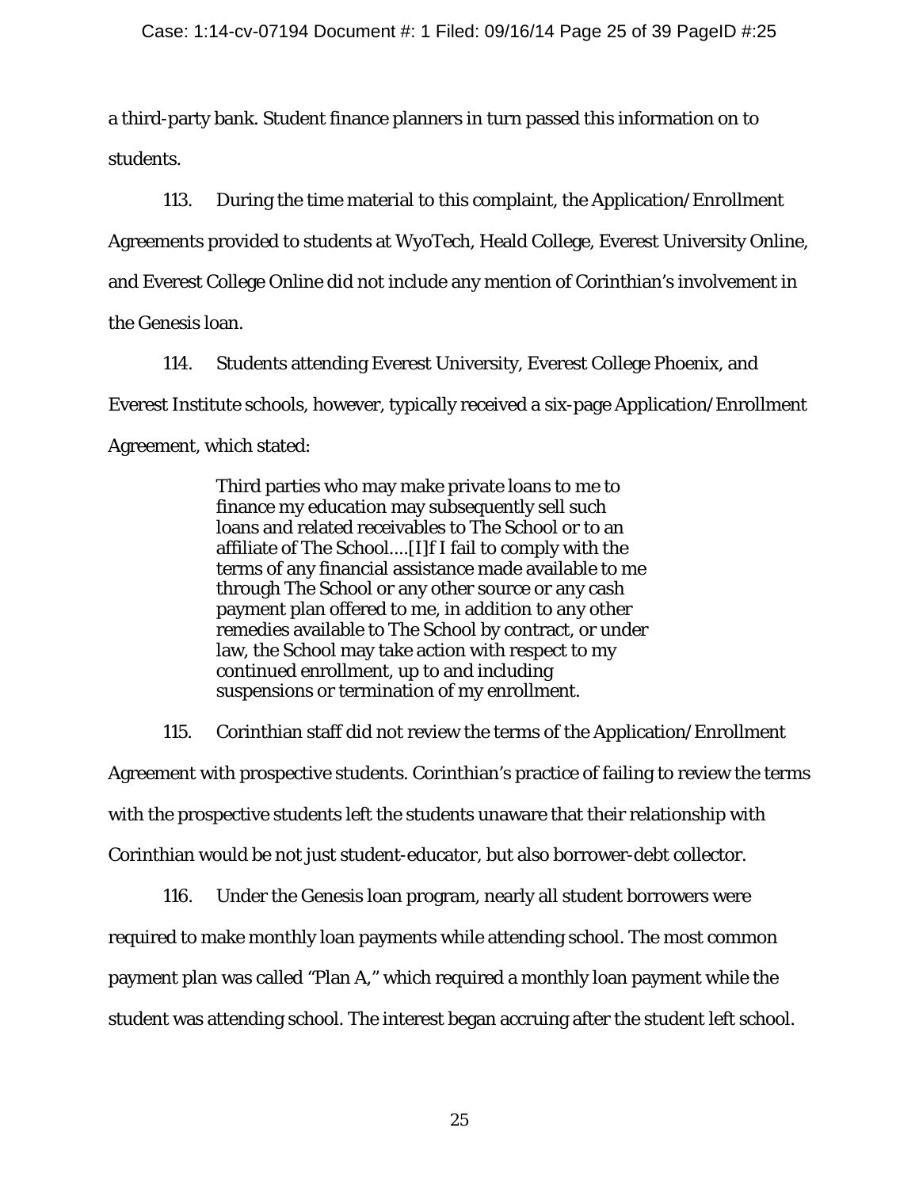a third-party bank. Student finance planners in turn passed this information on to students.

113. During the time material to this complaint, the Application/Enrollment Agreements provided to students at WyoTech, Heald College, Everest University Online, and Everest College Online did not include any mention of Corinthian's involvement in the Genesis loan.

114. Students attending Everest University, Everest College Phoenix, and Everest Institute schools, however, typically received a six-page Application/Enrollment Agreement, which stated:

> Third parties who may make private loans to me to finance my education may subsequently sell such loans and related receivables to The School or to an affiliate of The School....[I]f I fail to comply with the terms of any financial assistance made available to me through The School or any other source or any cash payment plan offered to me, in addition to any other remedies available to The School by contract, or under law, the School may take action with respect to my continued enrollment, up to and including suspensions or termination of my enrollment.

115. Corinthian staff did not review the terms of the Application/Enrollment Agreement with prospective students. Corinthian's practice of failing to review the terms with the prospective students left the students unaware that their relationship with Corinthian would be not just student-educator, but also borrower-debt collector.

116. Under the Genesis loan program, nearly all student borrowers were required to make monthly loan payments while attending school. The most common payment plan was called "Plan A," which required a monthly loan payment while the student was attending school. The interest began accruing after the student left school.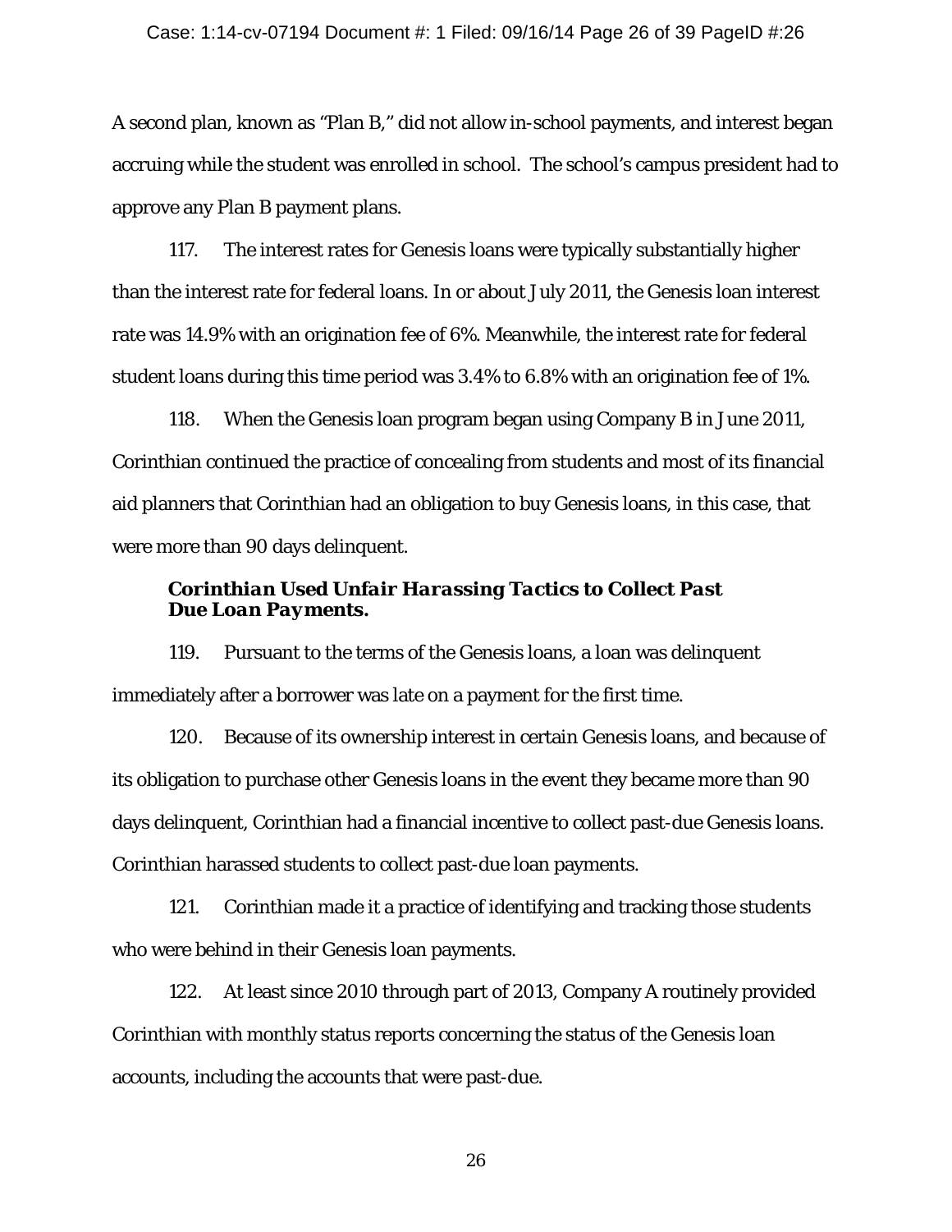A second plan, known as "Plan B," did not allow in-school payments, and interest began accruing while the student was enrolled in school. The school's campus president had to approve any Plan B payment plans.

117. The interest rates for Genesis loans were typically substantially higher than the interest rate for federal loans. In or about July 2011, the Genesis loan interest rate was 14.9% with an origination fee of 6%. Meanwhile, the interest rate for federal student loans during this time period was 3.4% to 6.8% with an origination fee of 1%.

118. When the Genesis loan program began using Company B in June 2011, Corinthian continued the practice of concealing from students and most of its financial aid planners that Corinthian had an obligation to buy Genesis loans, in this case, that were more than 90 days delinquent.

***Corinthian Used Unfair Harassing Tactics to Collect Past Due Loan Payments.***

119. Pursuant to the terms of the Genesis loans, a loan was delinquent immediately after a borrower was late on a payment for the first time.

120. Because of its ownership interest in certain Genesis loans, and because of its obligation to purchase other Genesis loans in the event they became more than 90 days delinquent, Corinthian had a financial incentive to collect past-due Genesis loans. Corinthian harassed students to collect past-due loan payments.

121. Corinthian made it a practice of identifying and tracking those students who were behind in their Genesis loan payments.

122. At least since 2010 through part of 2013, Company A routinely provided Corinthian with monthly status reports concerning the status of the Genesis loan accounts, including the accounts that were past-due.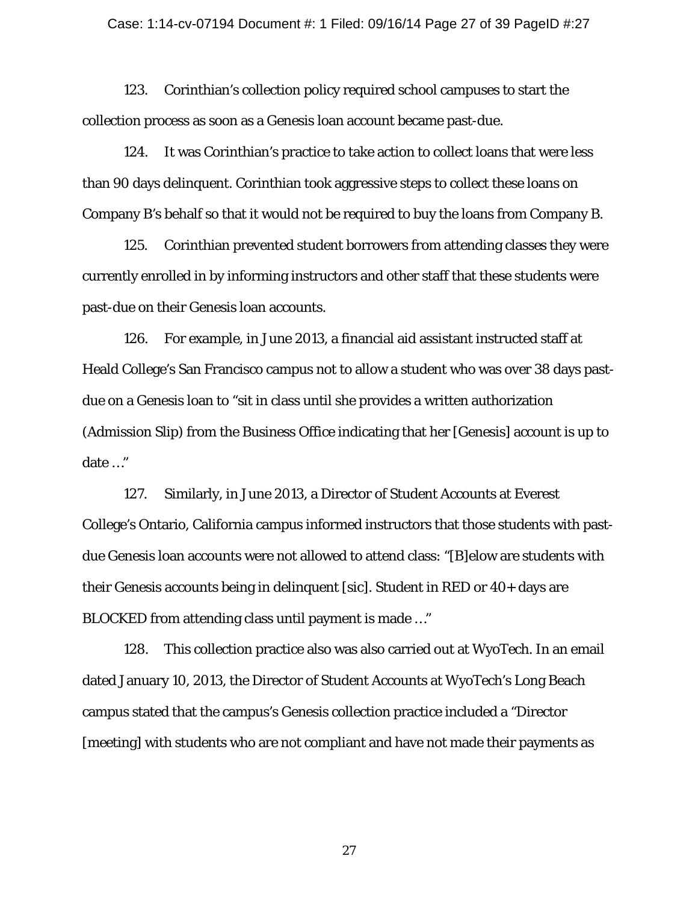123. Corinthian's collection policy required school campuses to start the collection process as soon as a Genesis loan account became past-due.

124. It was Corinthian's practice to take action to collect loans that were less than 90 days delinquent. Corinthian took aggressive steps to collect these loans on Company B's behalf so that it would not be required to buy the loans from Company B.

125. Corinthian prevented student borrowers from attending classes they were currently enrolled in by informing instructors and other staff that these students were past-due on their Genesis loan accounts.

126. For example, in June 2013, a financial aid assistant instructed staff at Heald College's San Francisco campus not to allow a student who was over 38 days past-due on a Genesis loan to "sit in class until she provides a written authorization (Admission Slip) from the Business Office indicating that her [Genesis] account is up to date …"

127. Similarly, in June 2013, a Director of Student Accounts at Everest College's Ontario, California campus informed instructors that those students with past-due Genesis loan accounts were not allowed to attend class: "[B]elow are students with their Genesis accounts being in delinquent [sic]. Student in RED or 40+ days are BLOCKED from attending class until payment is made …"

128. This collection practice also was also carried out at WyoTech. In an email dated January 10, 2013, the Director of Student Accounts at WyoTech's Long Beach campus stated that the campus's Genesis collection practice included a "Director [meeting] with students who are not compliant and have not made their payments as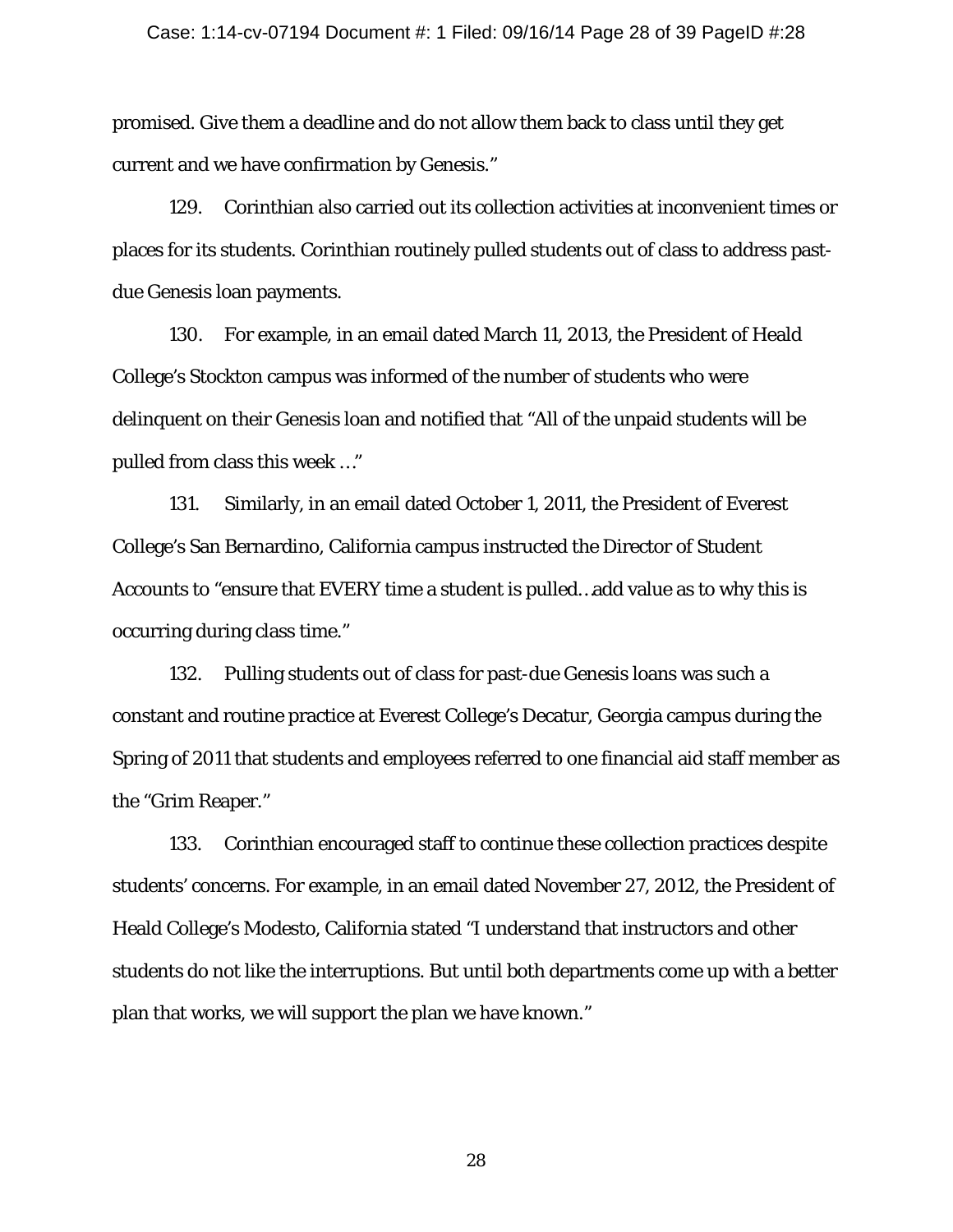promised. Give them a deadline and do not allow them back to class until they get current and we have confirmation by Genesis."

129. Corinthian also carried out its collection activities at inconvenient times or places for its students. Corinthian routinely pulled students out of class to address past-due Genesis loan payments.

130. For example, in an email dated March 11, 2013, the President of Heald College's Stockton campus was informed of the number of students who were delinquent on their Genesis loan and notified that "All of the unpaid students will be pulled from class this week …"

131. Similarly, in an email dated October 1, 2011, the President of Everest College's San Bernardino, California campus instructed the Director of Student Accounts to "ensure that EVERY time a student is pulled…add value as to why this is occurring during class time."

132. Pulling students out of class for past-due Genesis loans was such a constant and routine practice at Everest College's Decatur, Georgia campus during the Spring of 2011 that students and employees referred to one financial aid staff member as the "Grim Reaper."

133. Corinthian encouraged staff to continue these collection practices despite students' concerns. For example, in an email dated November 27, 2012, the President of Heald College's Modesto, California stated "I understand that instructors and other students do not like the interruptions. But until both departments come up with a better plan that works, we will support the plan we have known."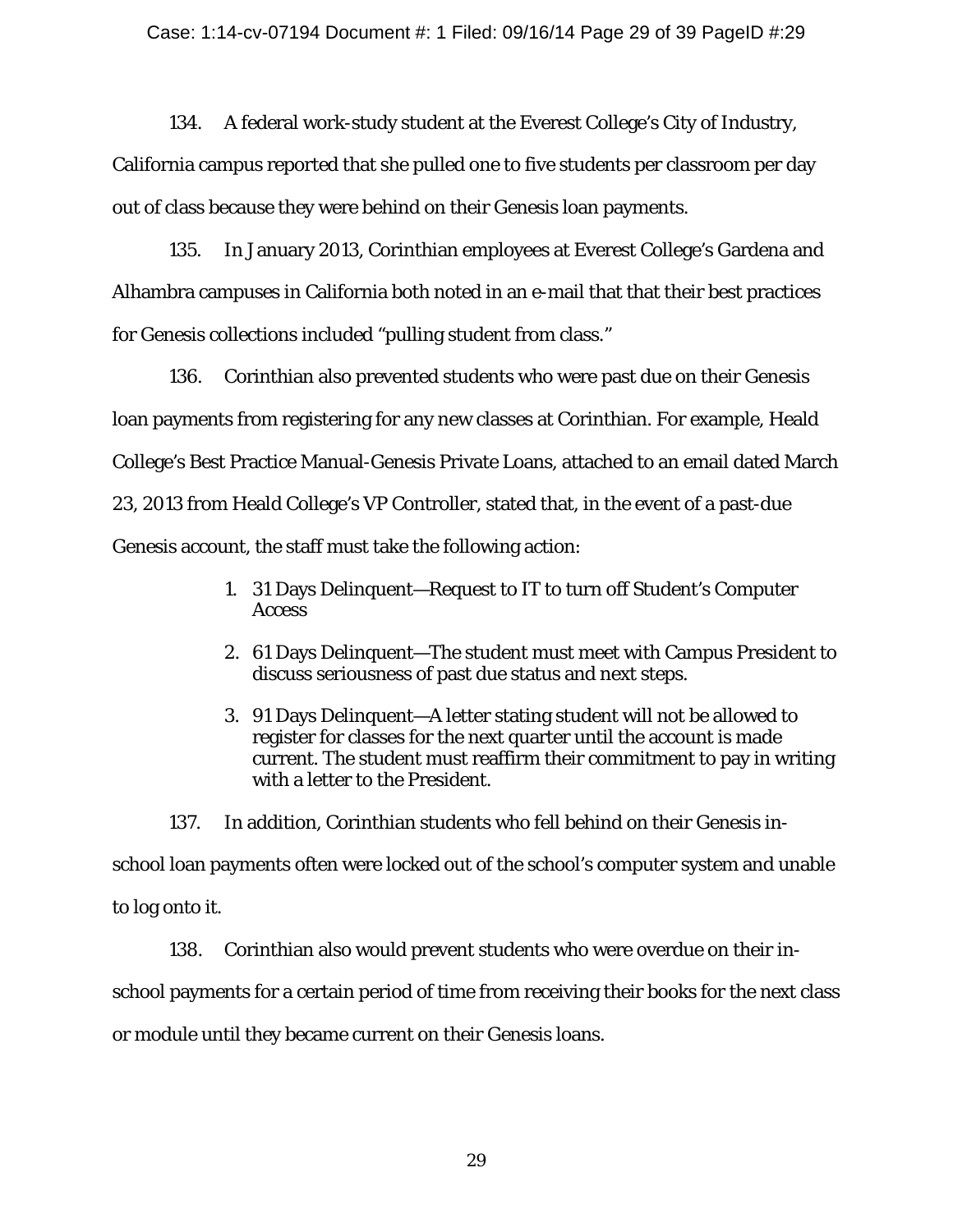134. A federal work-study student at the Everest College's City of Industry, California campus reported that she pulled one to five students per classroom per day out of class because they were behind on their Genesis loan payments.

135. In January 2013, Corinthian employees at Everest College's Gardena and Alhambra campuses in California both noted in an e-mail that that their best practices for Genesis collections included "pulling student from class."

136. Corinthian also prevented students who were past due on their Genesis loan payments from registering for any new classes at Corinthian. For example, Heald College's Best Practice Manual-Genesis Private Loans, attached to an email dated March 23, 2013 from Heald College's VP Controller, stated that, in the event of a past-due Genesis account, the staff must take the following action:

> 1. 31 Days Delinquent—Request to IT to turn off Student's Computer Access
> 2. 61 Days Delinquent—The student must meet with Campus President to discuss seriousness of past due status and next steps.
> 3. 91 Days Delinquent—A letter stating student will not be allowed to register for classes for the next quarter until the account is made current. The student must reaffirm their commitment to pay in writing with a letter to the President.

137. In addition, Corinthian students who fell behind on their Genesis in-school loan payments often were locked out of the school's computer system and unable to log onto it.

138. Corinthian also would prevent students who were overdue on their in-school payments for a certain period of time from receiving their books for the next class or module until they became current on their Genesis loans.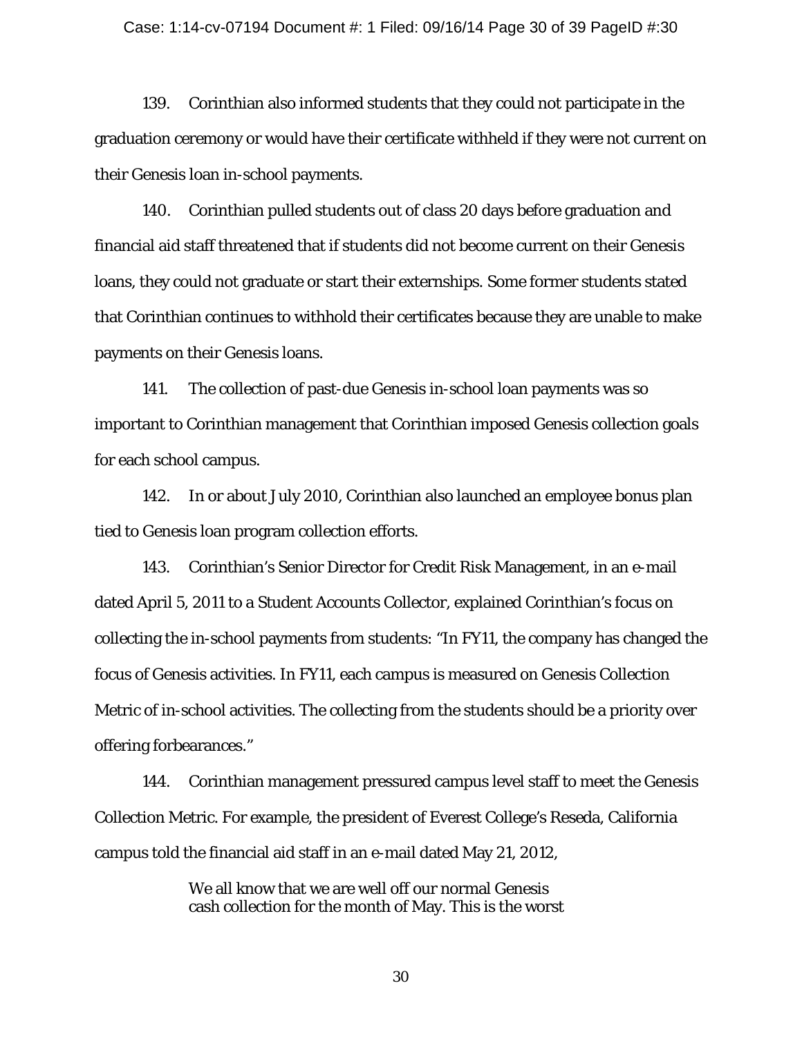139. Corinthian also informed students that they could not participate in the graduation ceremony or would have their certificate withheld if they were not current on their Genesis loan in-school payments.

140. Corinthian pulled students out of class 20 days before graduation and financial aid staff threatened that if students did not become current on their Genesis loans, they could not graduate or start their externships. Some former students stated that Corinthian continues to withhold their certificates because they are unable to make payments on their Genesis loans.

141. The collection of past-due Genesis in-school loan payments was so important to Corinthian management that Corinthian imposed Genesis collection goals for each school campus.

142. In or about July 2010, Corinthian also launched an employee bonus plan tied to Genesis loan program collection efforts.

143. Corinthian's Senior Director for Credit Risk Management, in an e-mail dated April 5, 2011 to a Student Accounts Collector, explained Corinthian's focus on collecting the in-school payments from students: "In FY11, the company has changed the focus of Genesis activities. In FY11, each campus is measured on Genesis Collection Metric of in-school activities. The collecting from the students should be a priority over offering forbearances."

144. Corinthian management pressured campus level staff to meet the Genesis Collection Metric. For example, the president of Everest College's Reseda, California campus told the financial aid staff in an e-mail dated May 21, 2012,

> We all know that we are well off our normal Genesis cash collection for the month of May. This is the worst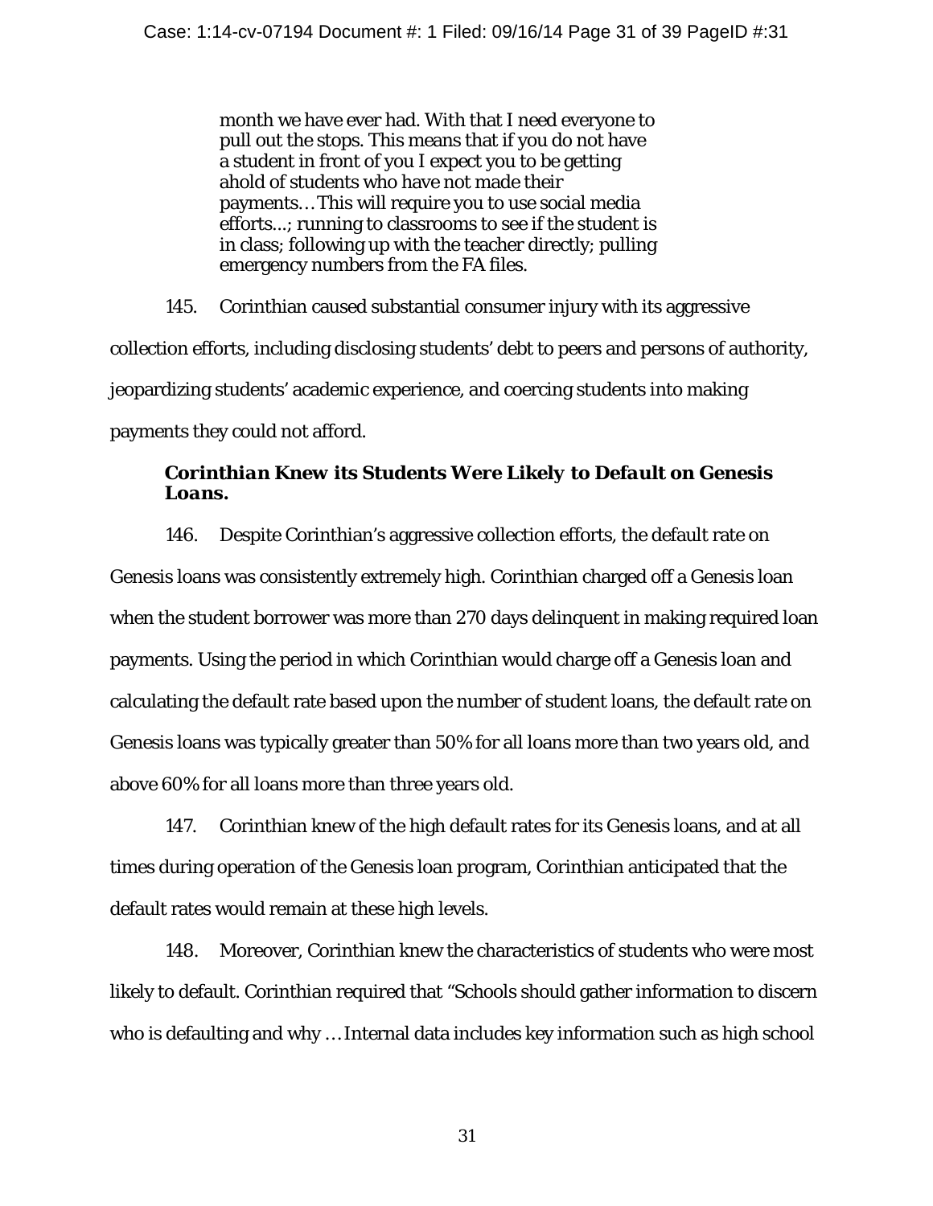> month we have ever had. With that I need everyone to pull out the stops. This means that if you do not have a student in front of you I expect you to be getting ahold of students who have not made their payments… This will require you to use social media efforts...; running to classrooms to see if the student is in class; following up with the teacher directly; pulling emergency numbers from the FA files.

145. Corinthian caused substantial consumer injury with its aggressive collection efforts, including disclosing students' debt to peers and persons of authority, jeopardizing students' academic experience, and coercing students into making payments they could not afford.

***Corinthian Knew its Students Were Likely to Default on Genesis Loans.***

146. Despite Corinthian's aggressive collection efforts, the default rate on Genesis loans was consistently extremely high. Corinthian charged off a Genesis loan when the student borrower was more than 270 days delinquent in making required loan payments. Using the period in which Corinthian would charge off a Genesis loan and calculating the default rate based upon the number of student loans, the default rate on Genesis loans was typically greater than 50% for all loans more than two years old, and above 60% for all loans more than three years old.

147. Corinthian knew of the high default rates for its Genesis loans, and at all times during operation of the Genesis loan program, Corinthian anticipated that the default rates would remain at these high levels.

148. Moreover, Corinthian knew the characteristics of students who were most likely to default. Corinthian required that "Schools should gather information to discern who is defaulting and why … Internal data includes key information such as high school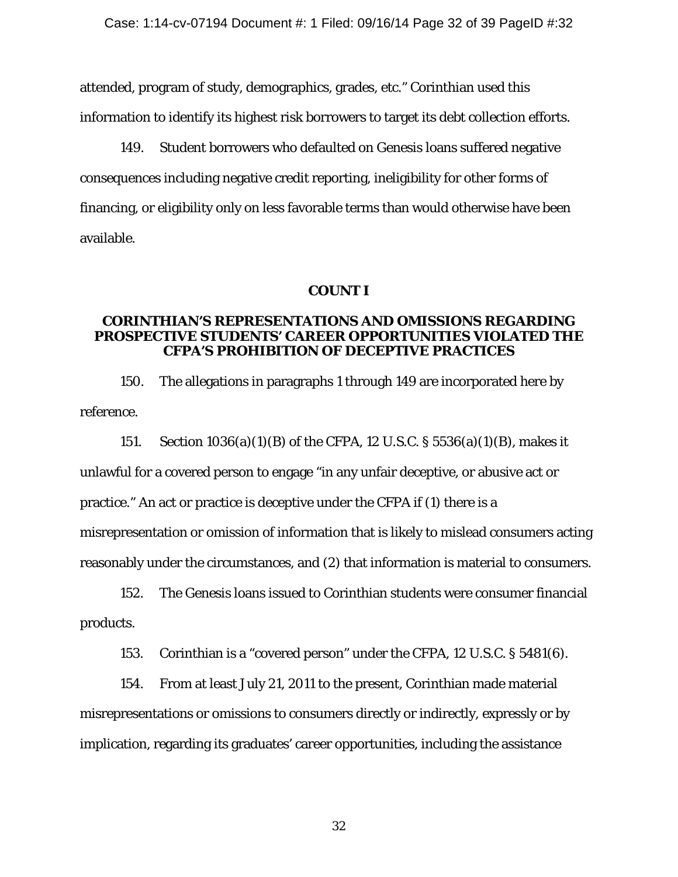attended, program of study, demographics, grades, etc." Corinthian used this information to identify its highest risk borrowers to target its debt collection efforts.

149. Student borrowers who defaulted on Genesis loans suffered negative consequences including negative credit reporting, ineligibility for other forms of financing, or eligibility only on less favorable terms than would otherwise have been available.

**COUNT I**

**CORINTHIAN'S REPRESENTATIONS AND OMISSIONS REGARDING PROSPECTIVE STUDENTS' CAREER OPPORTUNITIES VIOLATED THE CFPA'S PROHIBITION OF DECEPTIVE PRACTICES**

150. The allegations in paragraphs 1 through 149 are incorporated here by reference.

151. Section 1036(a)(1)(B) of the CFPA, 12 U.S.C. § 5536(a)(1)(B), makes it unlawful for a covered person to engage "in any unfair deceptive, or abusive act or practice." An act or practice is deceptive under the CFPA if (1) there is a misrepresentation or omission of information that is likely to mislead consumers acting reasonably under the circumstances, and (2) that information is material to consumers.

152. The Genesis loans issued to Corinthian students were consumer financial products.

153. Corinthian is a "covered person" under the CFPA, 12 U.S.C. § 5481(6).

154. From at least July 21, 2011 to the present, Corinthian made material misrepresentations or omissions to consumers directly or indirectly, expressly or by implication, regarding its graduates' career opportunities, including the assistance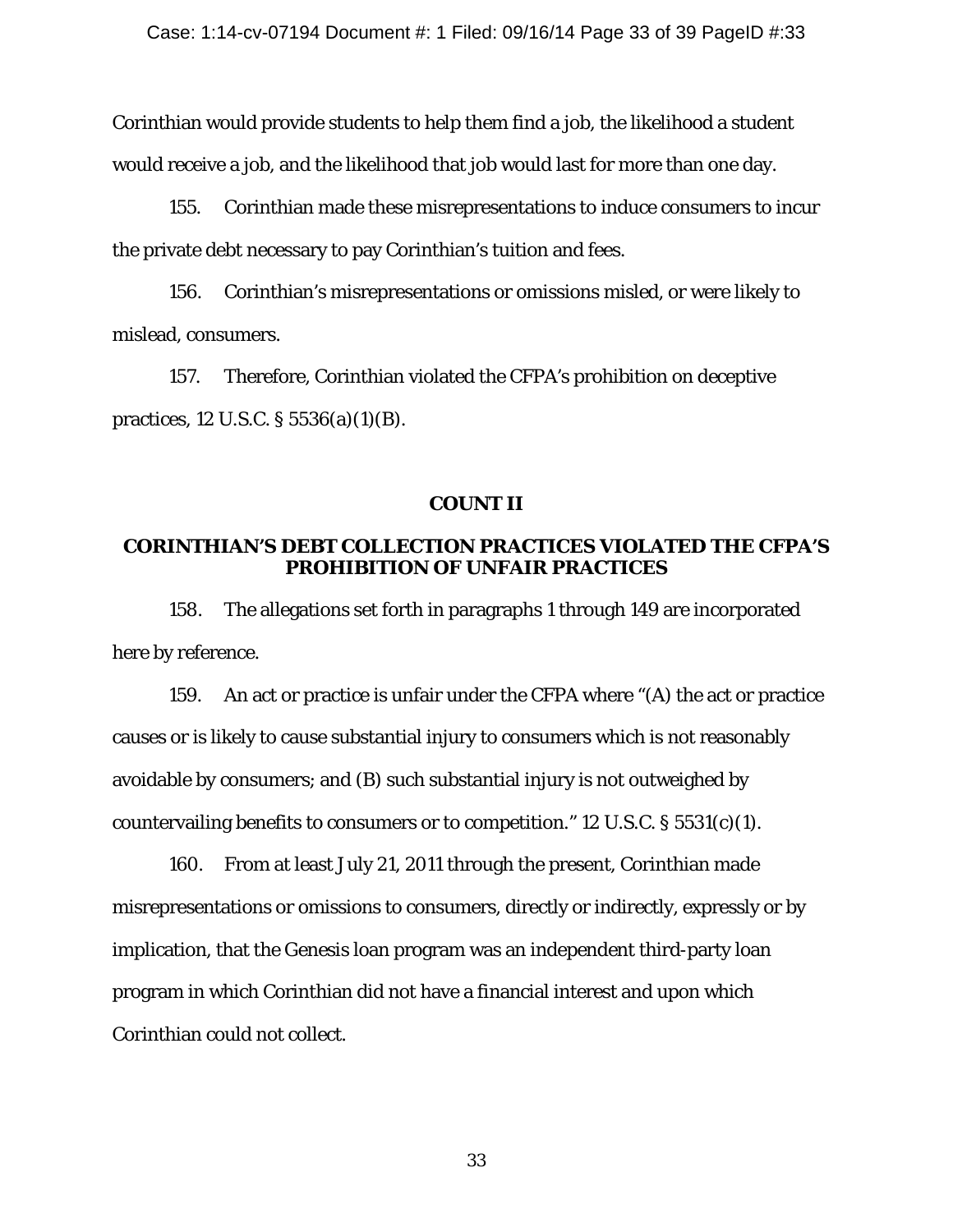Corinthian would provide students to help them find a job, the likelihood a student would receive a job, and the likelihood that job would last for more than one day.

155. Corinthian made these misrepresentations to induce consumers to incur the private debt necessary to pay Corinthian's tuition and fees.

156. Corinthian's misrepresentations or omissions misled, or were likely to mislead, consumers.

157. Therefore, Corinthian violated the CFPA's prohibition on deceptive practices, 12 U.S.C. § 5536(a)(1)(B).

**COUNT II**

**CORINTHIAN'S DEBT COLLECTION PRACTICES VIOLATED THE CFPA'S PROHIBITION OF UNFAIR PRACTICES**

158. The allegations set forth in paragraphs 1 through 149 are incorporated here by reference.

159. An act or practice is unfair under the CFPA where "(A) the act or practice causes or is likely to cause substantial injury to consumers which is not reasonably avoidable by consumers; and (B) such substantial injury is not outweighed by countervailing benefits to consumers or to competition." 12 U.S.C. § 5531(c)(1).

160. From at least July 21, 2011 through the present, Corinthian made misrepresentations or omissions to consumers, directly or indirectly, expressly or by implication, that the Genesis loan program was an independent third-party loan program in which Corinthian did not have a financial interest and upon which Corinthian could not collect.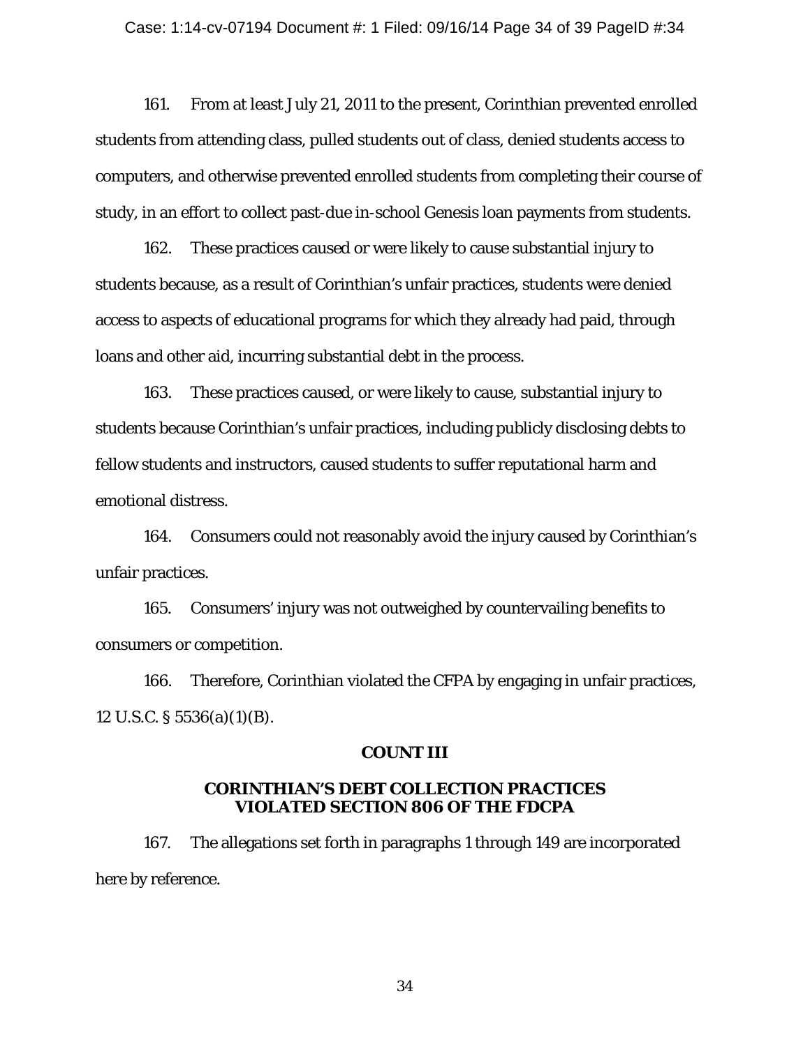161. From at least July 21, 2011 to the present, Corinthian prevented enrolled students from attending class, pulled students out of class, denied students access to computers, and otherwise prevented enrolled students from completing their course of study, in an effort to collect past-due in-school Genesis loan payments from students.

162. These practices caused or were likely to cause substantial injury to students because, as a result of Corinthian's unfair practices, students were denied access to aspects of educational programs for which they already had paid, through loans and other aid, incurring substantial debt in the process.

163. These practices caused, or were likely to cause, substantial injury to students because Corinthian's unfair practices, including publicly disclosing debts to fellow students and instructors, caused students to suffer reputational harm and emotional distress.

164. Consumers could not reasonably avoid the injury caused by Corinthian's unfair practices.

165. Consumers' injury was not outweighed by countervailing benefits to consumers or competition.

166. Therefore, Corinthian violated the CFPA by engaging in unfair practices, 12 U.S.C. § 5536(a)(1)(B).

## COUNT III

## CORINTHIAN'S DEBT COLLECTION PRACTICES VIOLATED SECTION 806 OF THE FDCPA

167. The allegations set forth in paragraphs 1 through 149 are incorporated here by reference.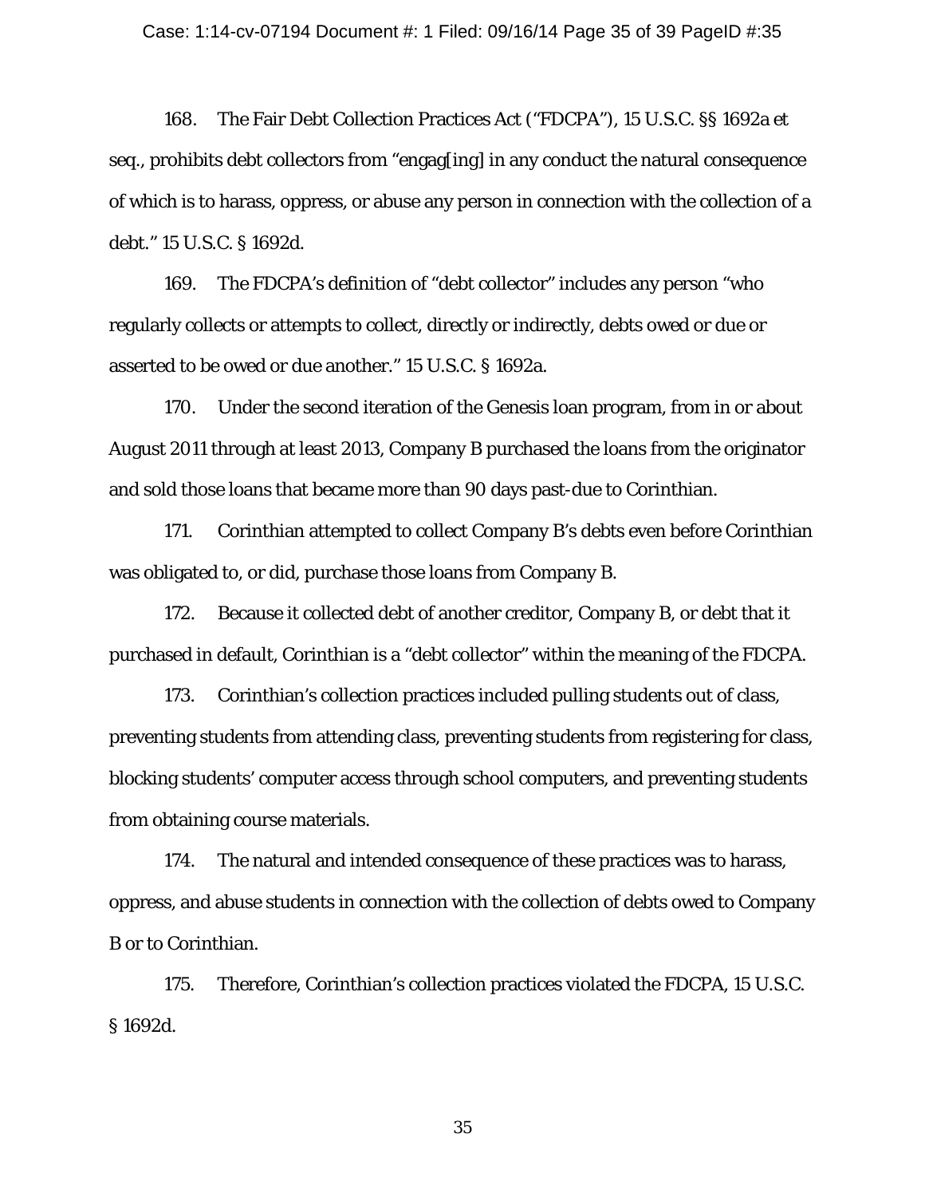168. The Fair Debt Collection Practices Act ("FDCPA"), 15 U.S.C. §§ 1692a et seq., prohibits debt collectors from "engag[ing] in any conduct the natural consequence of which is to harass, oppress, or abuse any person in connection with the collection of a debt." 15 U.S.C. § 1692d.

169. The FDCPA's definition of "debt collector" includes any person "who regularly collects or attempts to collect, directly or indirectly, debts owed or due or asserted to be owed or due another." 15 U.S.C. § 1692a.

170. Under the second iteration of the Genesis loan program, from in or about August 2011 through at least 2013, Company B purchased the loans from the originator and sold those loans that became more than 90 days past-due to Corinthian.

171. Corinthian attempted to collect Company B's debts even before Corinthian was obligated to, or did, purchase those loans from Company B.

172. Because it collected debt of another creditor, Company B, or debt that it purchased in default, Corinthian is a "debt collector" within the meaning of the FDCPA.

173. Corinthian's collection practices included pulling students out of class, preventing students from attending class, preventing students from registering for class, blocking students' computer access through school computers, and preventing students from obtaining course materials.

174. The natural and intended consequence of these practices was to harass, oppress, and abuse students in connection with the collection of debts owed to Company B or to Corinthian.

175. Therefore, Corinthian's collection practices violated the FDCPA, 15 U.S.C. § 1692d.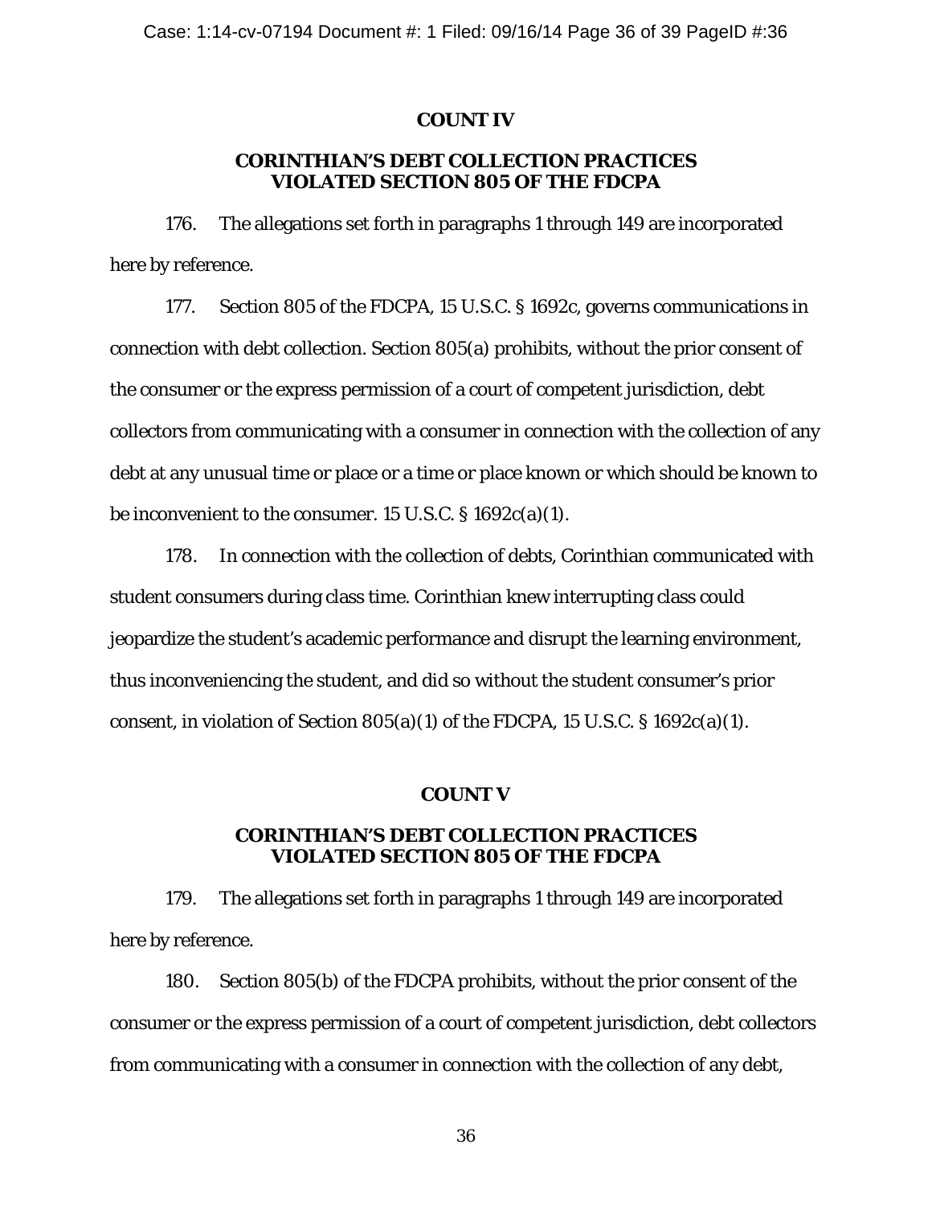## COUNT IV

## CORINTHIAN'S DEBT COLLECTION PRACTICES VIOLATED SECTION 805 OF THE FDCPA

176. The allegations set forth in paragraphs 1 through 149 are incorporated here by reference.

177. Section 805 of the FDCPA, 15 U.S.C. § 1692c, governs communications in connection with debt collection. Section 805(a) prohibits, without the prior consent of the consumer or the express permission of a court of competent jurisdiction, debt collectors from communicating with a consumer in connection with the collection of any debt at any unusual time or place or a time or place known or which should be known to be inconvenient to the consumer. 15 U.S.C. § 1692c(a)(1).

178. In connection with the collection of debts, Corinthian communicated with student consumers during class time. Corinthian knew interrupting class could jeopardize the student's academic performance and disrupt the learning environment, thus inconveniencing the student, and did so without the student consumer's prior consent, in violation of Section 805(a)(1) of the FDCPA, 15 U.S.C. § 1692c(a)(1).

## COUNT V

## CORINTHIAN'S DEBT COLLECTION PRACTICES VIOLATED SECTION 805 OF THE FDCPA

179. The allegations set forth in paragraphs 1 through 149 are incorporated here by reference.

180. Section 805(b) of the FDCPA prohibits, without the prior consent of the consumer or the express permission of a court of competent jurisdiction, debt collectors from communicating with a consumer in connection with the collection of any debt,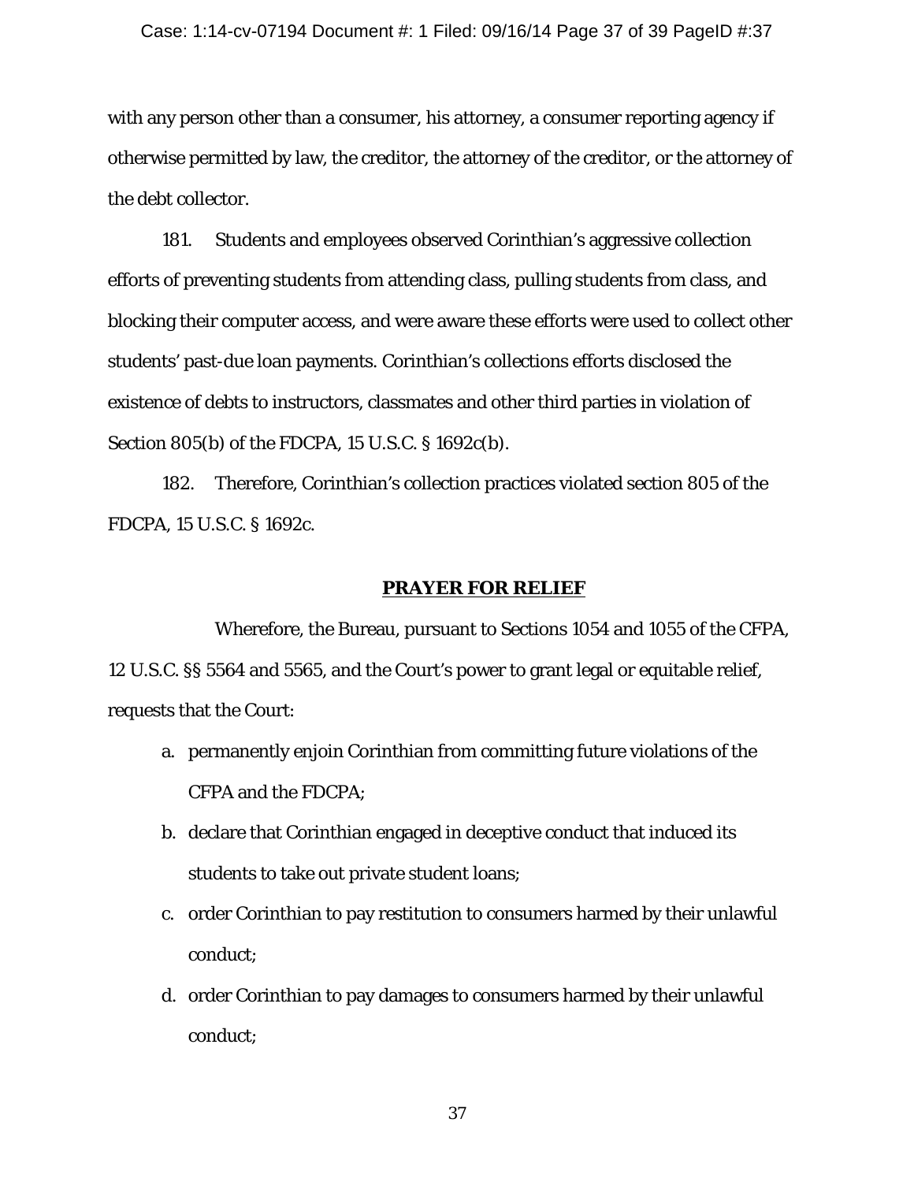with any person other than a consumer, his attorney, a consumer reporting agency if otherwise permitted by law, the creditor, the attorney of the creditor, or the attorney of the debt collector.

181. Students and employees observed Corinthian's aggressive collection efforts of preventing students from attending class, pulling students from class, and blocking their computer access, and were aware these efforts were used to collect other students' past-due loan payments. Corinthian's collections efforts disclosed the existence of debts to instructors, classmates and other third parties in violation of Section 805(b) of the FDCPA, 15 U.S.C. § 1692c(b).

182. Therefore, Corinthian's collection practices violated section 805 of the FDCPA, 15 U.S.C. § 1692c.

## PRAYER FOR RELIEF

Wherefore, the Bureau, pursuant to Sections 1054 and 1055 of the CFPA, 12 U.S.C. §§ 5564 and 5565, and the Court's power to grant legal or equitable relief, requests that the Court:

a. permanently enjoin Corinthian from committing future violations of the CFPA and the FDCPA;

b. declare that Corinthian engaged in deceptive conduct that induced its students to take out private student loans;

c. order Corinthian to pay restitution to consumers harmed by their unlawful conduct;

d. order Corinthian to pay damages to consumers harmed by their unlawful conduct;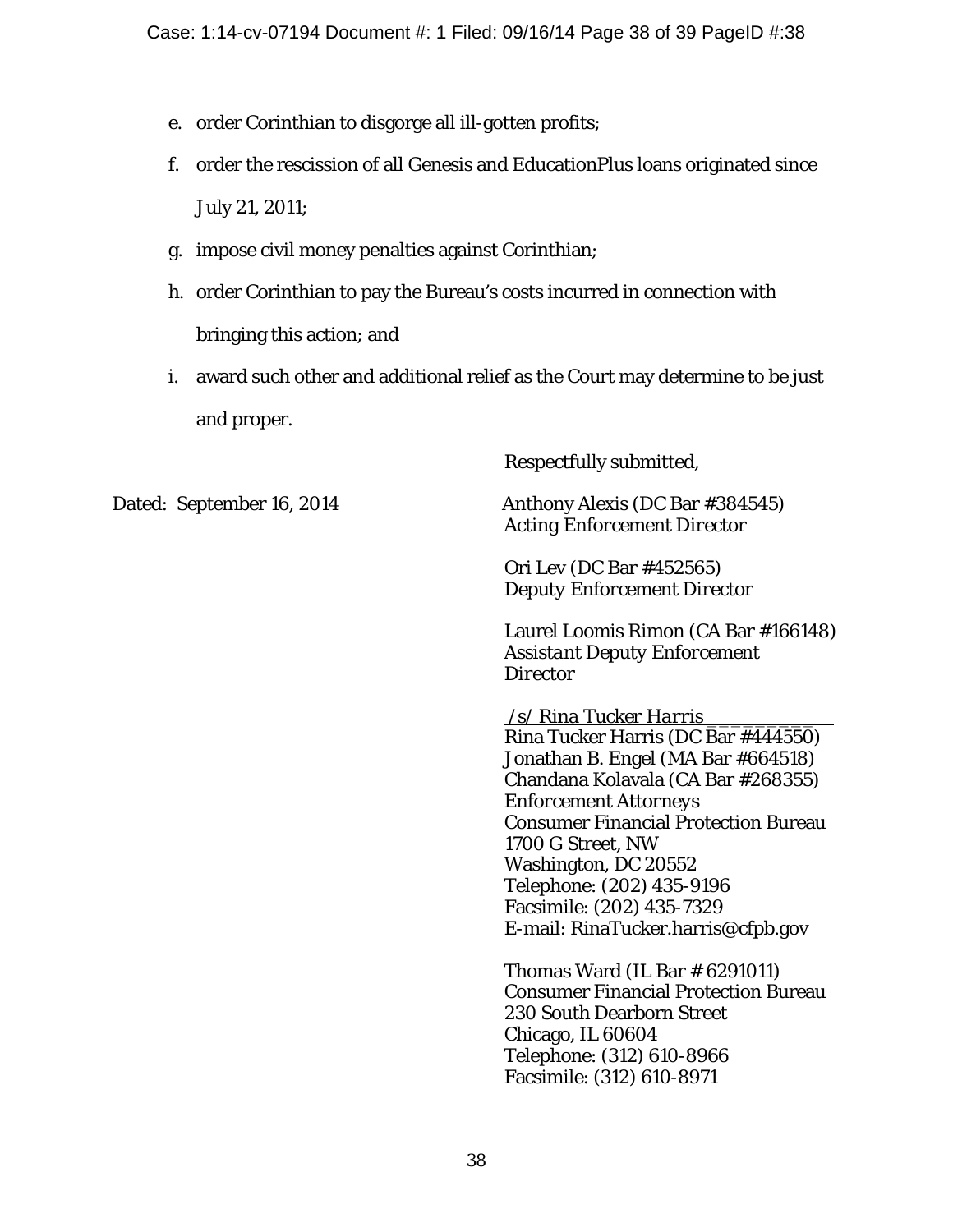e. order Corinthian to disgorge all ill-gotten profits;

f. order the rescission of all Genesis and EducationPlus loans originated since July 21, 2011;

g. impose civil money penalties against Corinthian;

h. order Corinthian to pay the Bureau's costs incurred in connection with bringing this action; and

i. award such other and additional relief as the Court may determine to be just and proper.

Respectfully submitted,

Dated: September 16, 2014

Anthony Alexis (DC Bar #384545)
*Acting Enforcement Director*

Ori Lev (DC Bar #452565)
*Deputy Enforcement Director*

Laurel Loomis Rimon (CA Bar #166148)
*Assistant Deputy Enforcement Director*

*/s/ Rina Tucker Harris*
Rina Tucker Harris (DC Bar #444550)
Jonathan B. Engel (MA Bar #664518)
Chandana Kolavala (CA Bar #268355)
*Enforcement Attorneys*
Consumer Financial Protection Bureau
1700 G Street, NW
Washington, DC 20552
Telephone: (202) 435-9196
Facsimile: (202) 435-7329
E-mail: RinaTucker.harris@cfpb.gov

Thomas Ward (IL Bar # 6291011)
Consumer Financial Protection Bureau
230 South Dearborn Street
Chicago, IL 60604
Telephone: (312) 610-8966
Facsimile: (312) 610-8971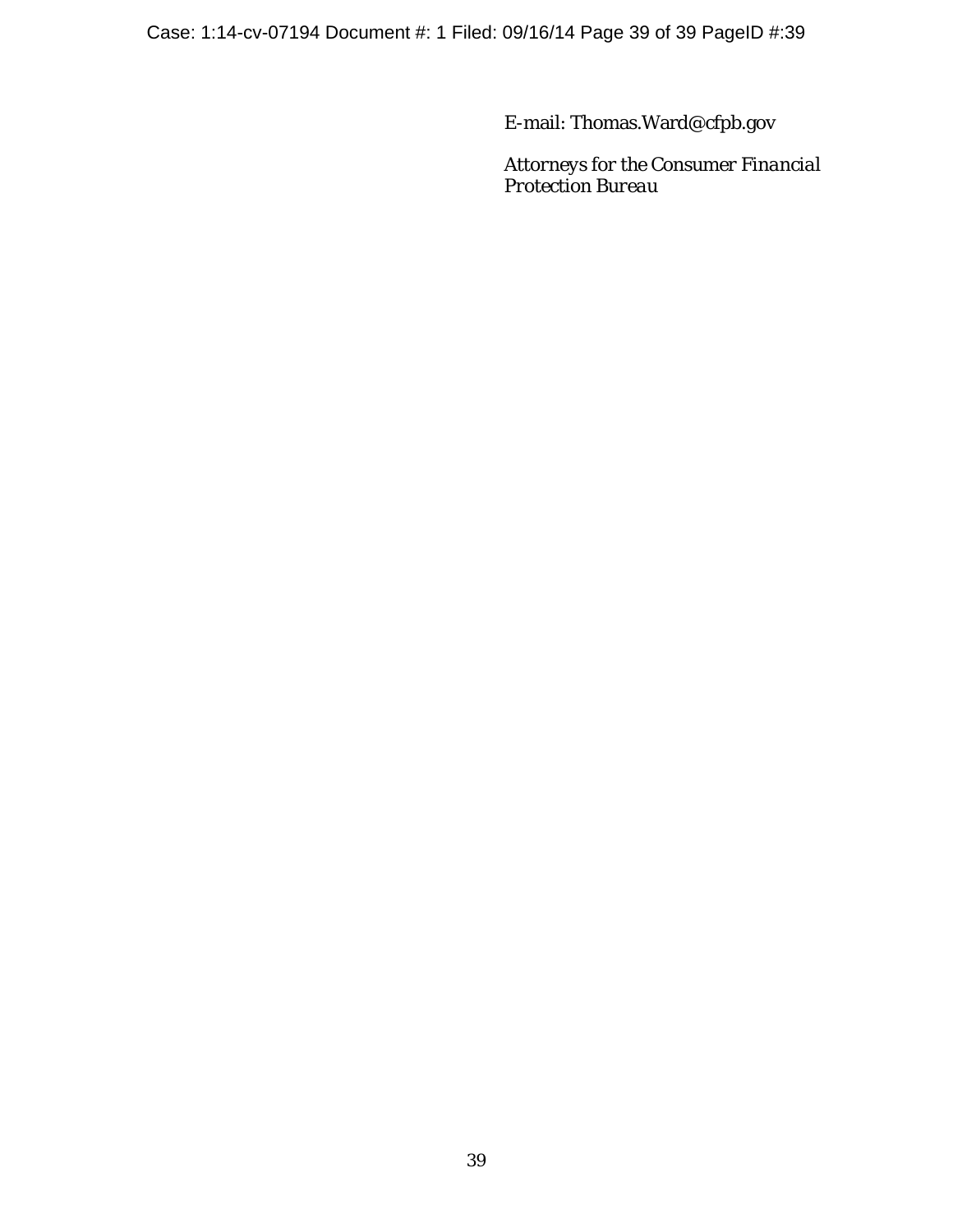E-mail: Thomas.Ward@cfpb.gov

*Attorneys for the Consumer Financial Protection Bureau*